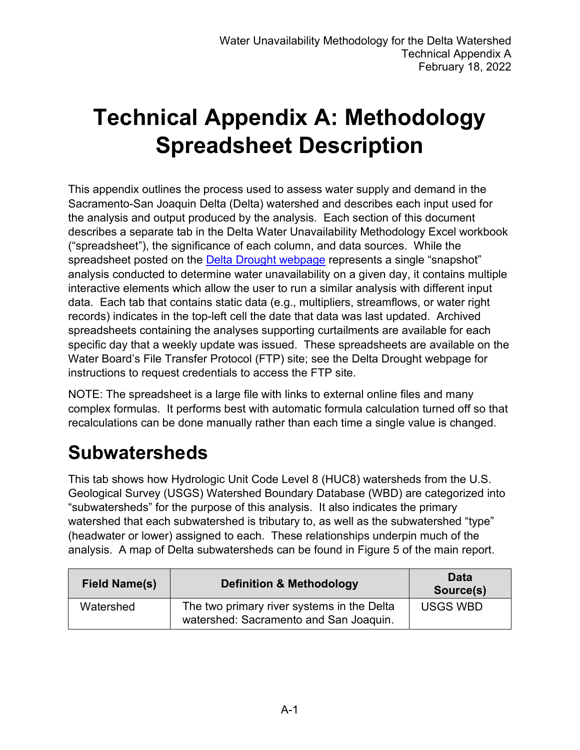# Technical Appendix A: Methodology Spreadsheet Description

This appendix outlines the process used to assess water supply and demand in the Sacramento-San Joaquin Delta (Delta) watershed and describes each input used for the analysis and output produced by the analysis. Each section of this document describes a separate tab in the Delta Water Unavailability Methodology Excel workbook ("spreadsheet"), the significance of each column, and data sources. While the spreadsheet posted on the Delta Drought webpage represents a single "snapshot" analysis conducted to determine water unavailability on a given day, it contains multiple interactive elements which allow the user to run a similar analysis with different input data. Each tab that contains static data (e.g., multipliers, streamflows, or water right records) indicates in the top-left cell the date that data was last updated. Archived spreadsheets containing the analyses supporting curtailments are available for each specific day that a weekly update was issued. These spreadsheets are available on the Water Board's File Transfer Protocol (FTP) site; see the Delta Drought webpage for instructions to request credentials to access the FTP site.

NOTE: The spreadsheet is a large file with links to external online files and many complex formulas. It performs best with automatic formula calculation turned off so that recalculations can be done manually rather than each time a single value is changed.

## Subwatersheds

This tab shows how Hydrologic Unit Code Level 8 (HUC8) watersheds from the U.S. Geological Survey (USGS) Watershed Boundary Database (WBD) are categorized into "subwatersheds" for the purpose of this analysis. It also indicates the primary watershed that each subwatershed is tributary to, as well as the subwatershed "type" (headwater or lower) assigned to each. These relationships underpin much of the analysis. A map of Delta subwatersheds can be found in Figure 5 of the main report.

| Field Name(s) | Definition & Methodology | Data Source(s) |
| --- | --- | --- |
| Watershed | The two primary river systems in the Delta watershed: Sacramento and San Joaquin. | USGS WBD |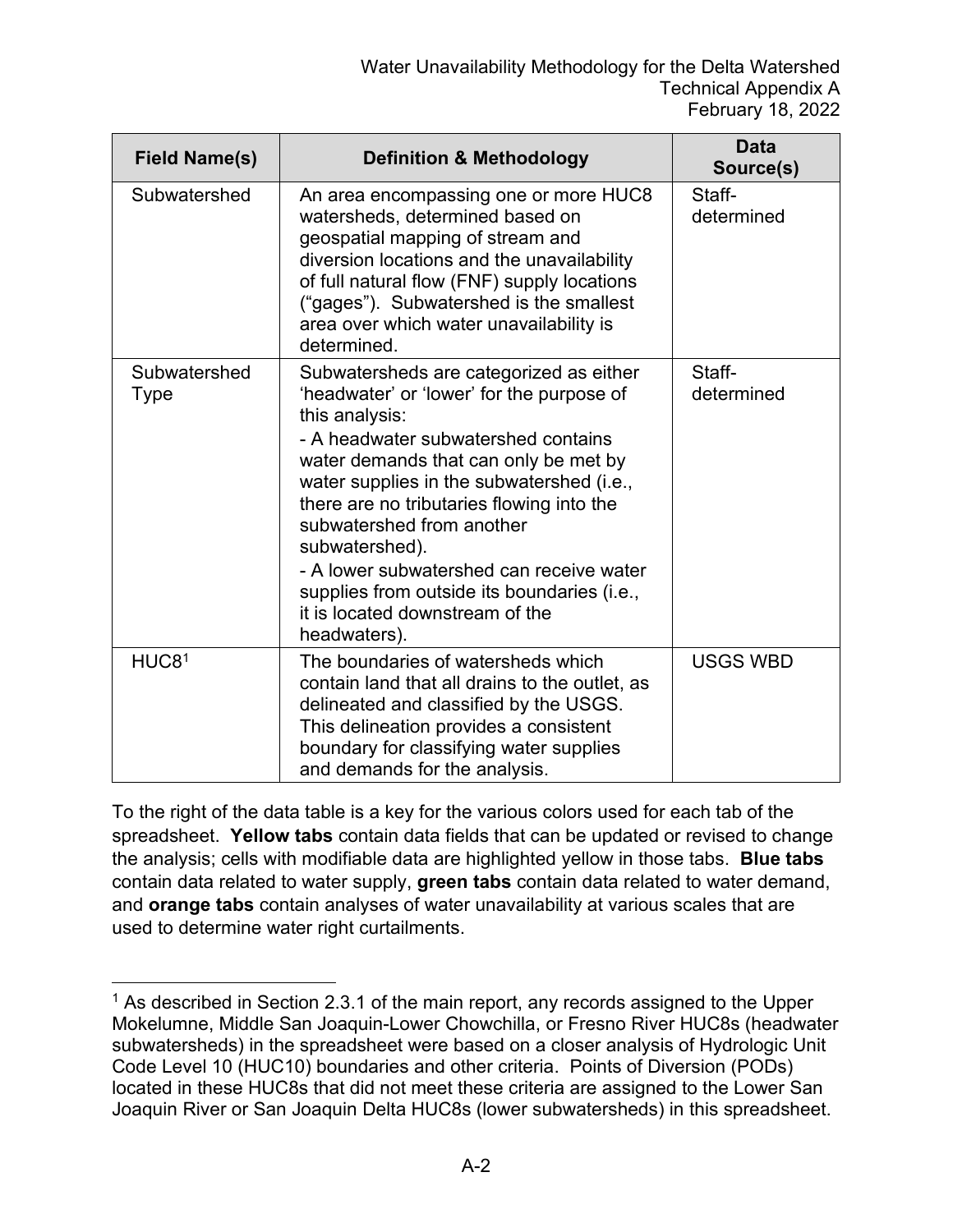| Field Name(s) | Definition & Methodology | Data Source(s) |
| --- | --- | --- |
| Subwatershed | An area encompassing one or more HUC8 watersheds, determined based on geospatial mapping of stream and diversion locations and the unavailability of full natural flow (FNF) supply locations ("gages"). Subwatershed is the smallest area over which water unavailability is determined. | Staff-determined |
| Subwatershed Type | Subwatersheds are categorized as either 'headwater' or 'lower' for the purpose of this analysis:<br>- A headwater subwatershed contains water demands that can only be met by water supplies in the subwatershed (i.e., there are no tributaries flowing into the subwatershed from another subwatershed).<br>- A lower subwatershed can receive water supplies from outside its boundaries (i.e., it is located downstream of the headwaters). | Staff-determined |
| HUC8[1] | The boundaries of watersheds which contain land that all drains to the outlet, as delineated and classified by the USGS. This delineation provides a consistent boundary for classifying water supplies and demands for the analysis. | USGS WBD |

To the right of the data table is a key for the various colors used for each tab of the spreadsheet. **Yellow tabs** contain data fields that can be updated or revised to change the analysis; cells with modifiable data are highlighted yellow in those tabs. **Blue tabs** contain data related to water supply, **green tabs** contain data related to water demand, and **orange tabs** contain analyses of water unavailability at various scales that are used to determine water right curtailments.

[1] As described in Section 2.3.1 of the main report, any records assigned to the Upper Mokelumne, Middle San Joaquin-Lower Chowchilla, or Fresno River HUC8s (headwater subwatersheds) in the spreadsheet were based on a closer analysis of Hydrologic Unit Code Level 10 (HUC10) boundaries and other criteria. Points of Diversion (PODs) located in these HUC8s that did not meet these criteria are assigned to the Lower San Joaquin River or San Joaquin Delta HUC8s (lower subwatersheds) in this spreadsheet.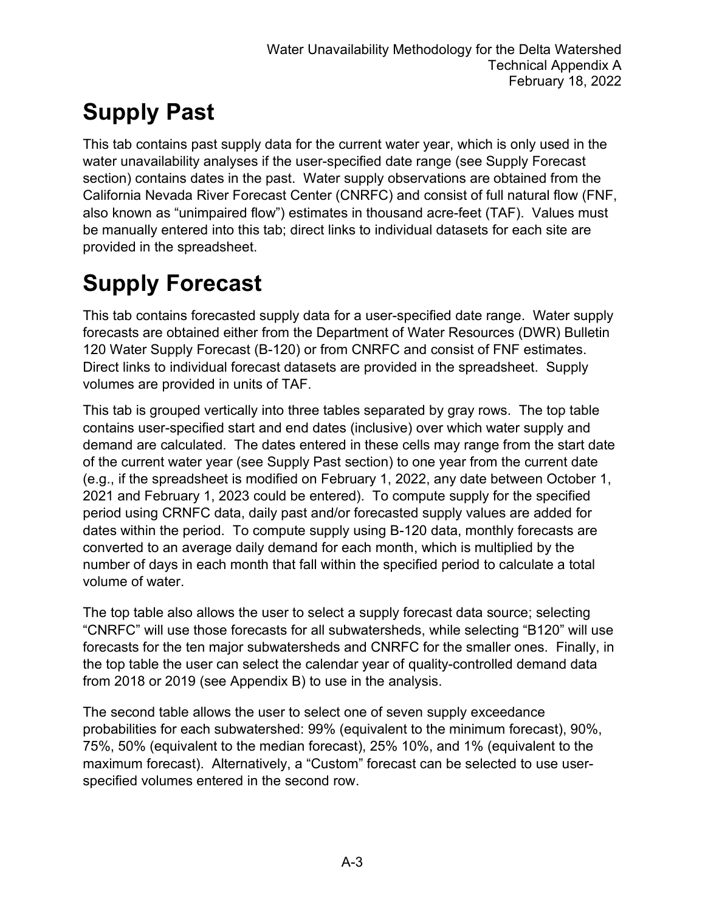# Supply Past

This tab contains past supply data for the current water year, which is only used in the water unavailability analyses if the user-specified date range (see Supply Forecast section) contains dates in the past. Water supply observations are obtained from the California Nevada River Forecast Center (CNRFC) and consist of full natural flow (FNF, also known as "unimpaired flow") estimates in thousand acre-feet (TAF). Values must be manually entered into this tab; direct links to individual datasets for each site are provided in the spreadsheet.

# Supply Forecast

This tab contains forecasted supply data for a user-specified date range. Water supply forecasts are obtained either from the Department of Water Resources (DWR) Bulletin 120 Water Supply Forecast (B-120) or from CNRFC and consist of FNF estimates. Direct links to individual forecast datasets are provided in the spreadsheet. Supply volumes are provided in units of TAF.

This tab is grouped vertically into three tables separated by gray rows. The top table contains user-specified start and end dates (inclusive) over which water supply and demand are calculated. The dates entered in these cells may range from the start date of the current water year (see Supply Past section) to one year from the current date (e.g., if the spreadsheet is modified on February 1, 2022, any date between October 1, 2021 and February 1, 2023 could be entered). To compute supply for the specified period using CRNFC data, daily past and/or forecasted supply values are added for dates within the period. To compute supply using B-120 data, monthly forecasts are converted to an average daily demand for each month, which is multiplied by the number of days in each month that fall within the specified period to calculate a total volume of water.

The top table also allows the user to select a supply forecast data source; selecting "CNRFC" will use those forecasts for all subwatersheds, while selecting "B120" will use forecasts for the ten major subwatersheds and CNRFC for the smaller ones. Finally, in the top table the user can select the calendar year of quality-controlled demand data from 2018 or 2019 (see Appendix B) to use in the analysis.

The second table allows the user to select one of seven supply exceedance probabilities for each subwatershed: 99% (equivalent to the minimum forecast), 90%, 75%, 50% (equivalent to the median forecast), 25% 10%, and 1% (equivalent to the maximum forecast). Alternatively, a "Custom" forecast can be selected to use user-specified volumes entered in the second row.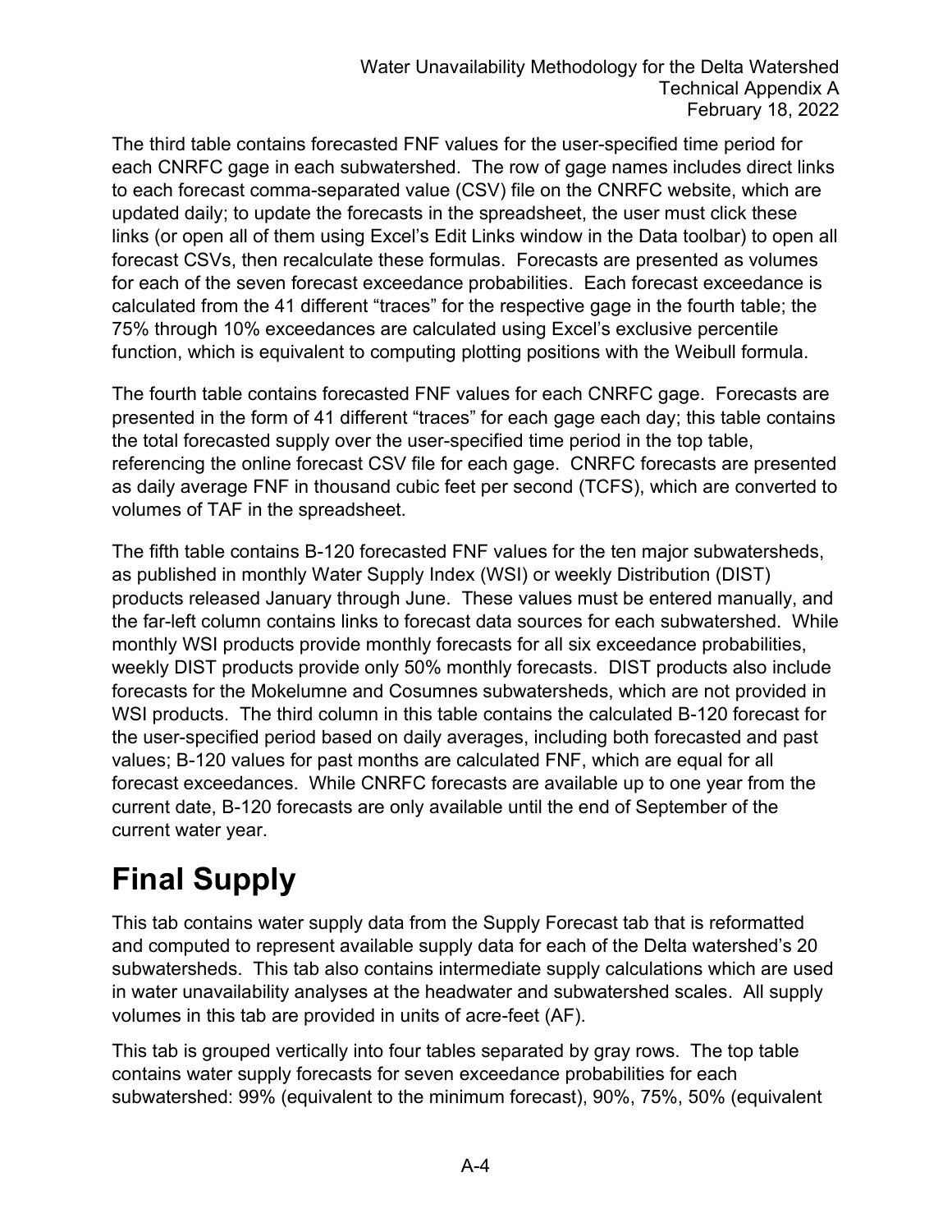The third table contains forecasted FNF values for the user-specified time period for each CNRFC gage in each subwatershed. The row of gage names includes direct links to each forecast comma-separated value (CSV) file on the CNRFC website, which are updated daily; to update the forecasts in the spreadsheet, the user must click these links (or open all of them using Excel's Edit Links window in the Data toolbar) to open all forecast CSVs, then recalculate these formulas. Forecasts are presented as volumes for each of the seven forecast exceedance probabilities. Each forecast exceedance is calculated from the 41 different "traces" for the respective gage in the fourth table; the 75% through 10% exceedances are calculated using Excel's exclusive percentile function, which is equivalent to computing plotting positions with the Weibull formula.

The fourth table contains forecasted FNF values for each CNRFC gage. Forecasts are presented in the form of 41 different "traces" for each gage each day; this table contains the total forecasted supply over the user-specified time period in the top table, referencing the online forecast CSV file for each gage. CNRFC forecasts are presented as daily average FNF in thousand cubic feet per second (TCFS), which are converted to volumes of TAF in the spreadsheet.

The fifth table contains B-120 forecasted FNF values for the ten major subwatersheds, as published in monthly Water Supply Index (WSI) or weekly Distribution (DIST) products released January through June. These values must be entered manually, and the far-left column contains links to forecast data sources for each subwatershed. While monthly WSI products provide monthly forecasts for all six exceedance probabilities, weekly DIST products provide only 50% monthly forecasts. DIST products also include forecasts for the Mokelumne and Cosumnes subwatersheds, which are not provided in WSI products. The third column in this table contains the calculated B-120 forecast for the user-specified period based on daily averages, including both forecasted and past values; B-120 values for past months are calculated FNF, which are equal for all forecast exceedances. While CNRFC forecasts are available up to one year from the current date, B-120 forecasts are only available until the end of September of the current water year.

# Final Supply

This tab contains water supply data from the Supply Forecast tab that is reformatted and computed to represent available supply data for each of the Delta watershed's 20 subwatersheds. This tab also contains intermediate supply calculations which are used in water unavailability analyses at the headwater and subwatershed scales. All supply volumes in this tab are provided in units of acre-feet (AF).

This tab is grouped vertically into four tables separated by gray rows. The top table contains water supply forecasts for seven exceedance probabilities for each subwatershed: 99% (equivalent to the minimum forecast), 90%, 75%, 50% (equivalent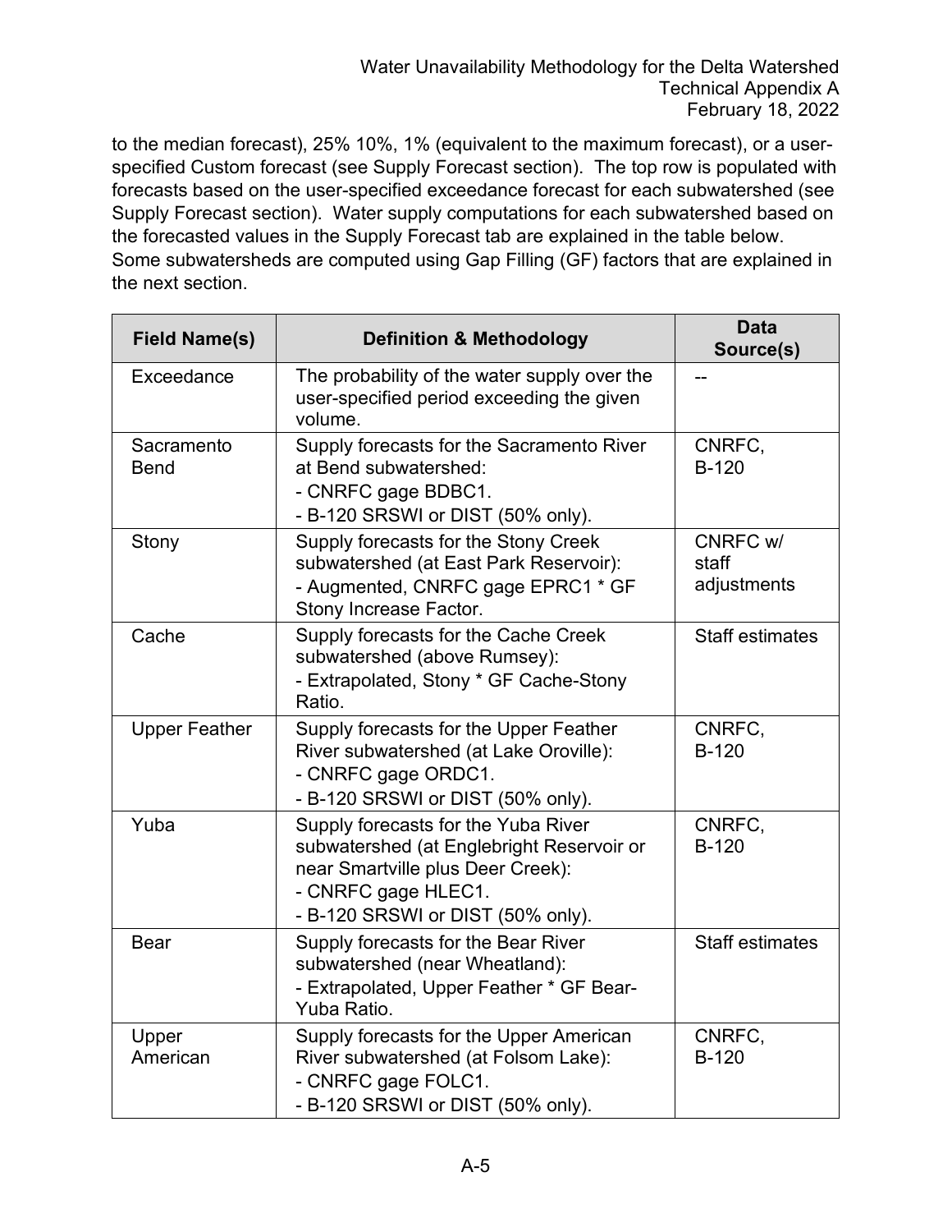to the median forecast), 25% 10%, 1% (equivalent to the maximum forecast), or a user-specified Custom forecast (see Supply Forecast section). The top row is populated with forecasts based on the user-specified exceedance forecast for each subwatershed (see Supply Forecast section). Water supply computations for each subwatershed based on the forecasted values in the Supply Forecast tab are explained in the table below. Some subwatersheds are computed using Gap Filling (GF) factors that are explained in the next section.

| Field Name(s) | Definition & Methodology | Data Source(s) |
|---|---|---|
| Exceedance | The probability of the water supply over the user-specified period exceeding the given volume. | -- |
| Sacramento Bend | Supply forecasts for the Sacramento River at Bend subwatershed:<br>- CNRFC gage BDBC1.<br>- B-120 SRSWI or DIST (50% only). | CNRFC, B-120 |
| Stony | Supply forecasts for the Stony Creek subwatershed (at East Park Reservoir):<br>- Augmented, CNRFC gage EPRC1 * GF Stony Increase Factor. | CNRFC w/ staff adjustments |
| Cache | Supply forecasts for the Cache Creek subwatershed (above Rumsey):<br>- Extrapolated, Stony * GF Cache-Stony Ratio. | Staff estimates |
| Upper Feather | Supply forecasts for the Upper Feather River subwatershed (at Lake Oroville):<br>- CNRFC gage ORDC1.<br>- B-120 SRSWI or DIST (50% only). | CNRFC, B-120 |
| Yuba | Supply forecasts for the Yuba River subwatershed (at Englebright Reservoir or near Smartville plus Deer Creek):<br>- CNRFC gage HLEC1.<br>- B-120 SRSWI or DIST (50% only). | CNRFC, B-120 |
| Bear | Supply forecasts for the Bear River subwatershed (near Wheatland):<br>- Extrapolated, Upper Feather * GF Bear-Yuba Ratio. | Staff estimates |
| Upper American | Supply forecasts for the Upper American River subwatershed (at Folsom Lake):<br>- CNRFC gage FOLC1.<br>- B-120 SRSWI or DIST (50% only). | CNRFC, B-120 |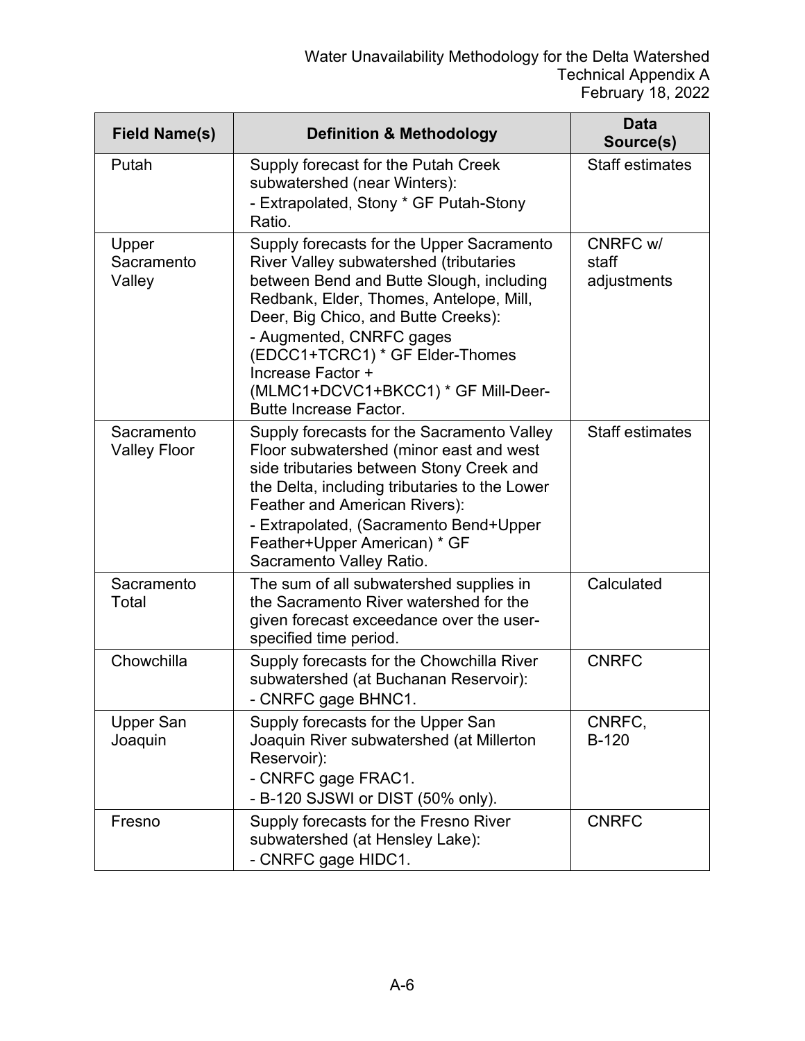| Field Name(s) | Definition & Methodology | Data Source(s) |
|---|---|---|
| Putah | Supply forecast for the Putah Creek subwatershed (near Winters):<br>- Extrapolated, Stony * GF Putah-Stony Ratio. | Staff estimates |
| Upper Sacramento Valley | Supply forecasts for the Upper Sacramento River Valley subwatershed (tributaries between Bend and Butte Slough, including Redbank, Elder, Thomes, Antelope, Mill, Deer, Big Chico, and Butte Creeks):<br>- Augmented, CNRFC gages (EDCC1+TCRC1) * GF Elder-Thomes Increase Factor + (MLMC1+DCVC1+BKCC1) * GF Mill-Deer-Butte Increase Factor. | CNRFC w/ staff adjustments |
| Sacramento Valley Floor | Supply forecasts for the Sacramento Valley Floor subwatershed (minor east and west side tributaries between Stony Creek and the Delta, including tributaries to the Lower Feather and American Rivers):<br>- Extrapolated, (Sacramento Bend+Upper Feather+Upper American) * GF Sacramento Valley Ratio. | Staff estimates |
| Sacramento Total | The sum of all subwatershed supplies in the Sacramento River watershed for the given forecast exceedance over the user-specified time period. | Calculated |
| Chowchilla | Supply forecasts for the Chowchilla River subwatershed (at Buchanan Reservoir):<br>- CNRFC gage BHNC1. | CNRFC |
| Upper San Joaquin | Supply forecasts for the Upper San Joaquin River subwatershed (at Millerton Reservoir):<br>- CNRFC gage FRAC1.<br>- B-120 SJSWI or DIST (50% only). | CNRFC, B-120 |
| Fresno | Supply forecasts for the Fresno River subwatershed (at Hensley Lake):<br>- CNRFC gage HIDC1. | CNRFC |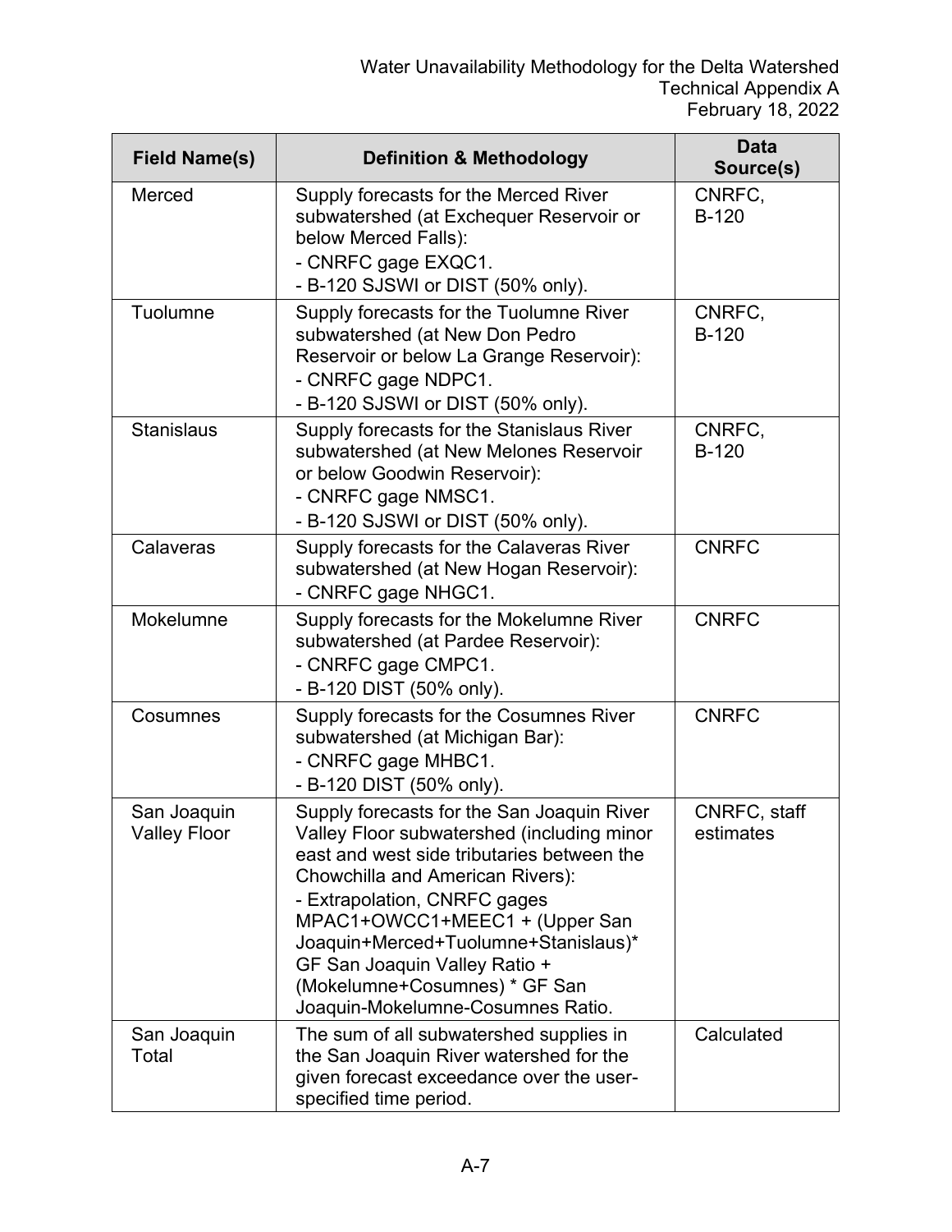| Field Name(s) | Definition & Methodology | Data Source(s) |
|---|---|---|
| Merced | Supply forecasts for the Merced River subwatershed (at Exchequer Reservoir or below Merced Falls):<br>- CNRFC gage EXQC1.<br>- B-120 SJSWI or DIST (50% only). | CNRFC, B-120 |
| Tuolumne | Supply forecasts for the Tuolumne River subwatershed (at New Don Pedro Reservoir or below La Grange Reservoir):<br>- CNRFC gage NDPC1.<br>- B-120 SJSWI or DIST (50% only). | CNRFC, B-120 |
| Stanislaus | Supply forecasts for the Stanislaus River subwatershed (at New Melones Reservoir or below Goodwin Reservoir):<br>- CNRFC gage NMSC1.<br>- B-120 SJSWI or DIST (50% only). | CNRFC, B-120 |
| Calaveras | Supply forecasts for the Calaveras River subwatershed (at New Hogan Reservoir):<br>- CNRFC gage NHGC1. | CNRFC |
| Mokelumne | Supply forecasts for the Mokelumne River subwatershed (at Pardee Reservoir):<br>- CNRFC gage CMPC1.<br>- B-120 DIST (50% only). | CNRFC |
| Cosumnes | Supply forecasts for the Cosumnes River subwatershed (at Michigan Bar):<br>- CNRFC gage MHBC1.<br>- B-120 DIST (50% only). | CNRFC |
| San Joaquin Valley Floor | Supply forecasts for the San Joaquin River Valley Floor subwatershed (including minor east and west side tributaries between the Chowchilla and American Rivers):<br>- Extrapolation, CNRFC gages MPAC1+OWCC1+MEEC1 + (Upper San Joaquin+Merced+Tuolumne+Stanislaus)* GF San Joaquin Valley Ratio + (Mokelumne+Cosumnes) * GF San Joaquin-Mokelumne-Cosumnes Ratio. | CNRFC, staff estimates |
| San Joaquin Total | The sum of all subwatershed supplies in the San Joaquin River watershed for the given forecast exceedance over the user-specified time period. | Calculated |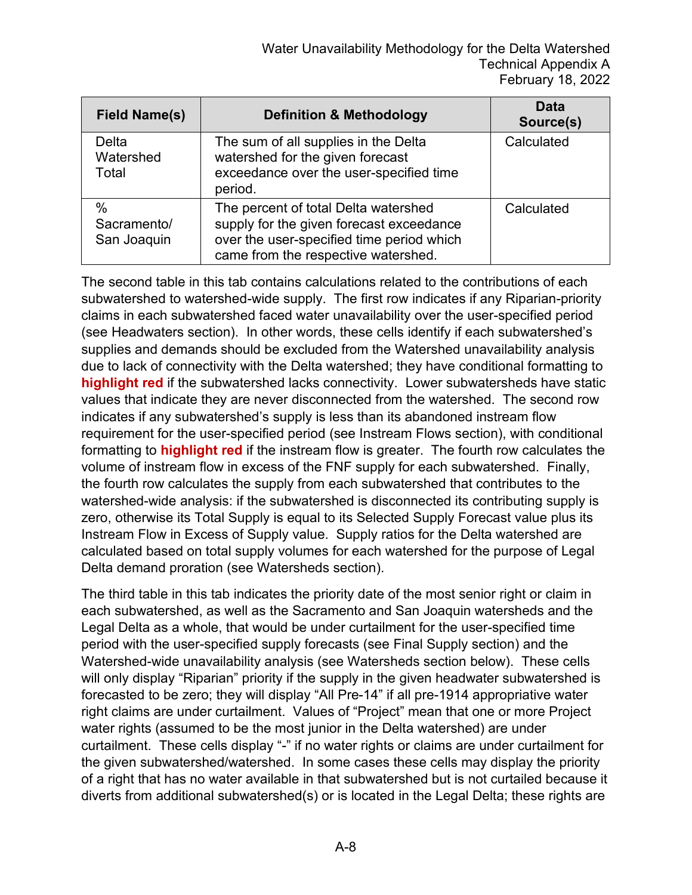| Field Name(s) | Definition & Methodology | Data Source(s) |
| --- | --- | --- |
| Delta Watershed Total | The sum of all supplies in the Delta watershed for the given forecast exceedance over the user-specified time period. | Calculated |
| % Sacramento/ San Joaquin | The percent of total Delta watershed supply for the given forecast exceedance over the user-specified time period which came from the respective watershed. | Calculated |

The second table in this tab contains calculations related to the contributions of each subwatershed to watershed-wide supply. The first row indicates if any Riparian-priority claims in each subwatershed faced water unavailability over the user-specified period (see Headwaters section). In other words, these cells identify if each subwatershed's supplies and demands should be excluded from the Watershed unavailability analysis due to lack of connectivity with the Delta watershed; they have conditional formatting to **highlight red** if the subwatershed lacks connectivity. Lower subwatersheds have static values that indicate they are never disconnected from the watershed. The second row indicates if any subwatershed's supply is less than its abandoned instream flow requirement for the user-specified period (see Instream Flows section), with conditional formatting to **highlight red** if the instream flow is greater. The fourth row calculates the volume of instream flow in excess of the FNF supply for each subwatershed. Finally, the fourth row calculates the supply from each subwatershed that contributes to the watershed-wide analysis: if the subwatershed is disconnected its contributing supply is zero, otherwise its Total Supply is equal to its Selected Supply Forecast value plus its Instream Flow in Excess of Supply value. Supply ratios for the Delta watershed are calculated based on total supply volumes for each watershed for the purpose of Legal Delta demand proration (see Watersheds section).

The third table in this tab indicates the priority date of the most senior right or claim in each subwatershed, as well as the Sacramento and San Joaquin watersheds and the Legal Delta as a whole, that would be under curtailment for the user-specified time period with the user-specified supply forecasts (see Final Supply section) and the Watershed-wide unavailability analysis (see Watersheds section below). These cells will only display "Riparian" priority if the supply in the given headwater subwatershed is forecasted to be zero; they will display "All Pre-14" if all pre-1914 appropriative water right claims are under curtailment. Values of "Project" mean that one or more Project water rights (assumed to be the most junior in the Delta watershed) are under curtailment. These cells display "-" if no water rights or claims are under curtailment for the given subwatershed/watershed. In some cases these cells may display the priority of a right that has no water available in that subwatershed but is not curtailed because it diverts from additional subwatershed(s) or is located in the Legal Delta; these rights are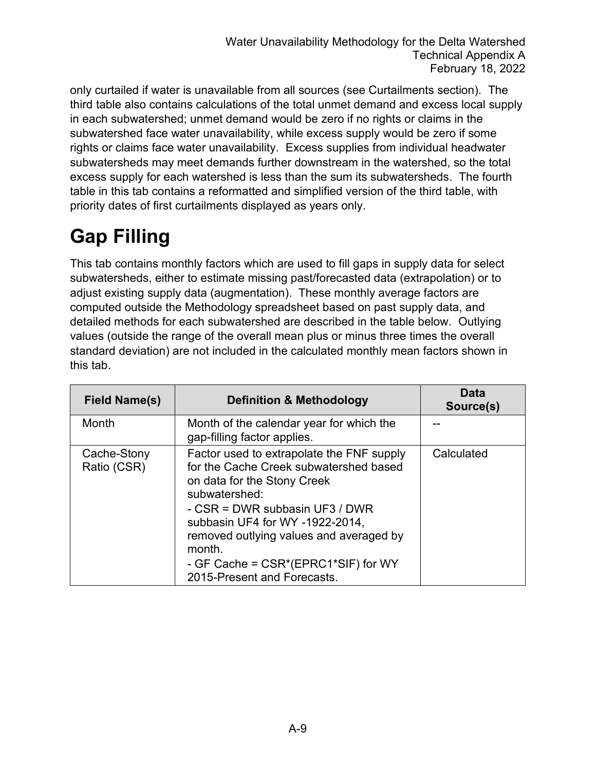only curtailed if water is unavailable from all sources (see Curtailments section). The third table also contains calculations of the total unmet demand and excess local supply in each subwatershed; unmet demand would be zero if no rights or claims in the subwatershed face water unavailability, while excess supply would be zero if some rights or claims face water unavailability. Excess supplies from individual headwater subwatersheds may meet demands further downstream in the watershed, so the total excess supply for each watershed is less than the sum its subwatersheds. The fourth table in this tab contains a reformatted and simplified version of the third table, with priority dates of first curtailments displayed as years only.

# Gap Filling

This tab contains monthly factors which are used to fill gaps in supply data for select subwatersheds, either to estimate missing past/forecasted data (extrapolation) or to adjust existing supply data (augmentation). These monthly average factors are computed outside the Methodology spreadsheet based on past supply data, and detailed methods for each subwatershed are described in the table below. Outlying values (outside the range of the overall mean plus or minus three times the overall standard deviation) are not included in the calculated monthly mean factors shown in this tab.

| Field Name(s) | Definition & Methodology | Data Source(s) |
|---|---|---|
| Month | Month of the calendar year for which the gap-filling factor applies. | -- |
| Cache-Stony Ratio (CSR) | Factor used to extrapolate the FNF supply for the Cache Creek subwatershed based on data for the Stony Creek subwatershed:<br>- CSR = DWR subbasin UF3 / DWR subbasin UF4 for WY -1922-2014, removed outlying values and averaged by month.<br>- GF Cache = CSR*(EPRC1*SIF) for WY 2015-Present and Forecasts. | Calculated |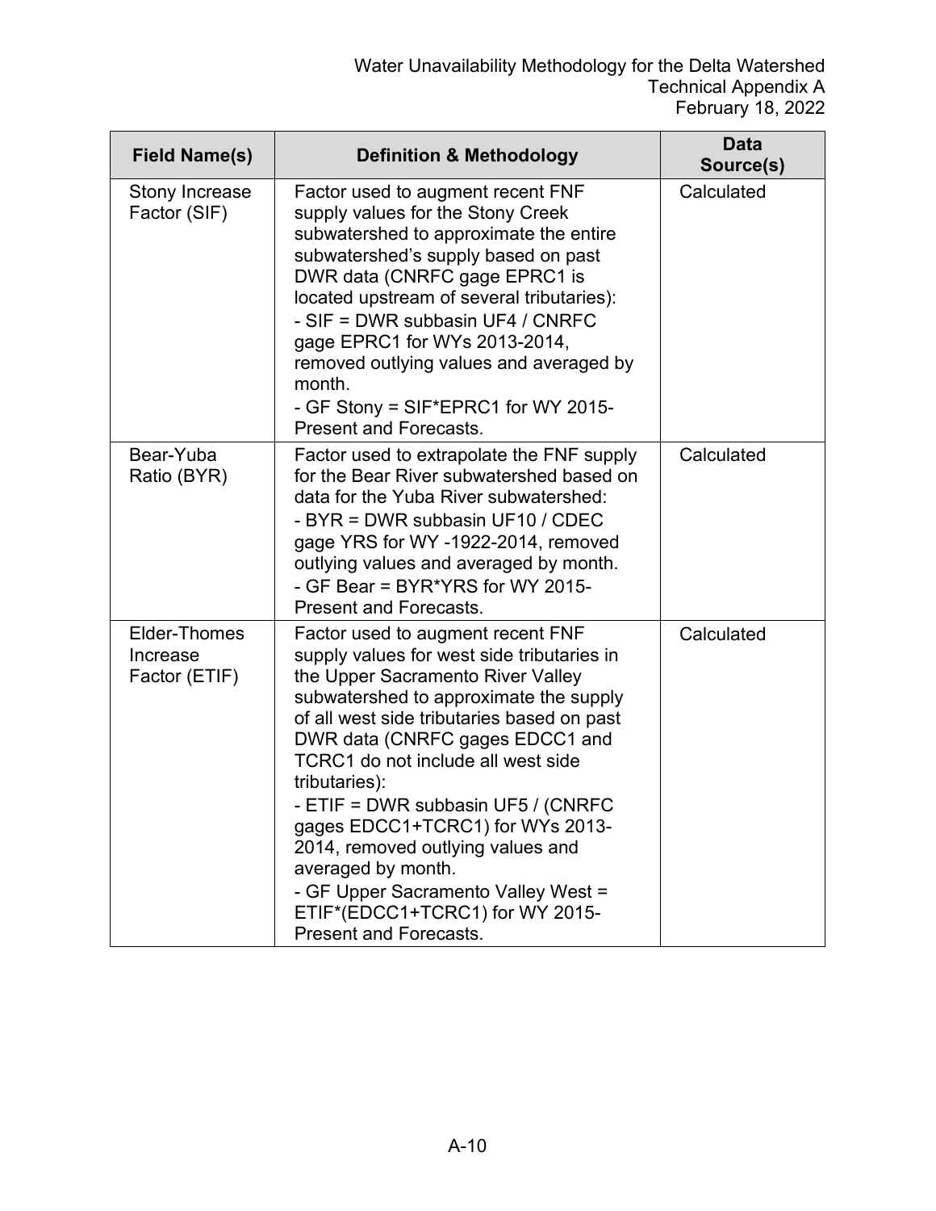| Field Name(s) | Definition & Methodology | Data Source(s) |
|---|---|---|
| Stony Increase Factor (SIF) | Factor used to augment recent FNF supply values for the Stony Creek subwatershed to approximate the entire subwatershed's supply based on past DWR data (CNRFC gage EPRC1 is located upstream of several tributaries):<br>- SIF = DWR subbasin UF4 / CNRFC gage EPRC1 for WYs 2013-2014, removed outlying values and averaged by month.<br>- GF Stony = SIF*EPRC1 for WY 2015-Present and Forecasts. | Calculated |
| Bear-Yuba Ratio (BYR) | Factor used to extrapolate the FNF supply for the Bear River subwatershed based on data for the Yuba River subwatershed:<br>- BYR = DWR subbasin UF10 / CDEC gage YRS for WY -1922-2014, removed outlying values and averaged by month.<br>- GF Bear = BYR*YRS for WY 2015-Present and Forecasts. | Calculated |
| Elder-Thomes Increase Factor (ETIF) | Factor used to augment recent FNF supply values for west side tributaries in the Upper Sacramento River Valley subwatershed to approximate the supply of all west side tributaries based on past DWR data (CNRFC gages EDCC1 and TCRC1 do not include all west side tributaries):<br>- ETIF = DWR subbasin UF5 / (CNRFC gages EDCC1+TCRC1) for WYs 2013-2014, removed outlying values and averaged by month.<br>- GF Upper Sacramento Valley West = ETIF*(EDCC1+TCRC1) for WY 2015-Present and Forecasts. | Calculated |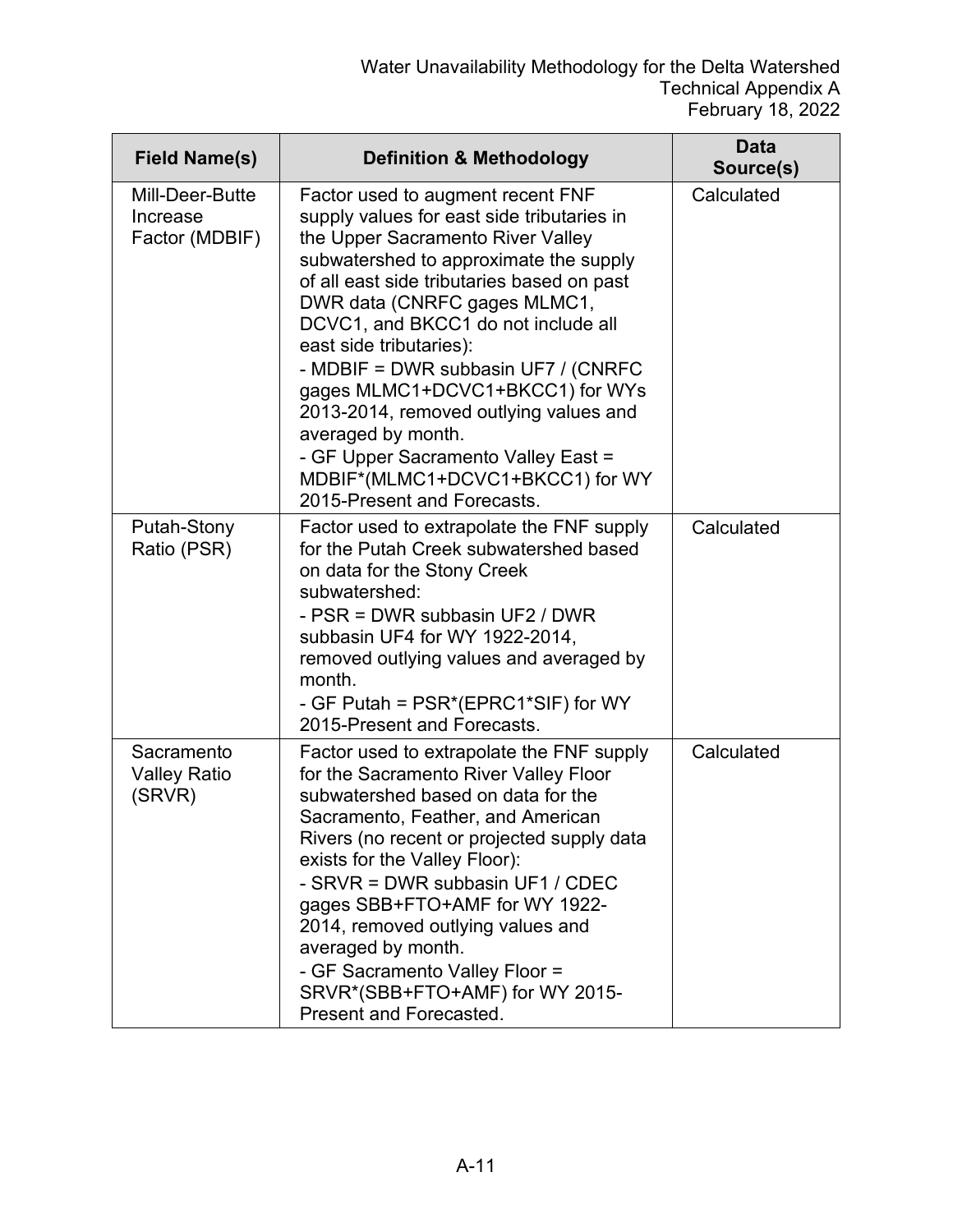| Field Name(s) | Definition & Methodology | Data Source(s) |
|---|---|---|
| Mill-Deer-Butte Increase Factor (MDBIF) | Factor used to augment recent FNF supply values for east side tributaries in the Upper Sacramento River Valley subwatershed to approximate the supply of all east side tributaries based on past DWR data (CNRFC gages MLMC1, DCVC1, and BKCC1 do not include all east side tributaries):<br>- MDBIF = DWR subbasin UF7 / (CNRFC gages MLMC1+DCVC1+BKCC1) for WYs 2013-2014, removed outlying values and averaged by month.<br>- GF Upper Sacramento Valley East = MDBIF*(MLMC1+DCVC1+BKCC1) for WY 2015-Present and Forecasts. | Calculated |
| Putah-Stony Ratio (PSR) | Factor used to extrapolate the FNF supply for the Putah Creek subwatershed based on data for the Stony Creek subwatershed:<br>- PSR = DWR subbasin UF2 / DWR subbasin UF4 for WY 1922-2014, removed outlying values and averaged by month.<br>- GF Putah = PSR*(EPRC1*SIF) for WY 2015-Present and Forecasts. | Calculated |
| Sacramento Valley Ratio (SRVR) | Factor used to extrapolate the FNF supply for the Sacramento River Valley Floor subwatershed based on data for the Sacramento, Feather, and American Rivers (no recent or projected supply data exists for the Valley Floor):<br>- SRVR = DWR subbasin UF1 / CDEC gages SBB+FTO+AMF for WY 1922-2014, removed outlying values and averaged by month.<br>- GF Sacramento Valley Floor = SRVR*(SBB+FTO+AMF) for WY 2015-Present and Forecasted. | Calculated |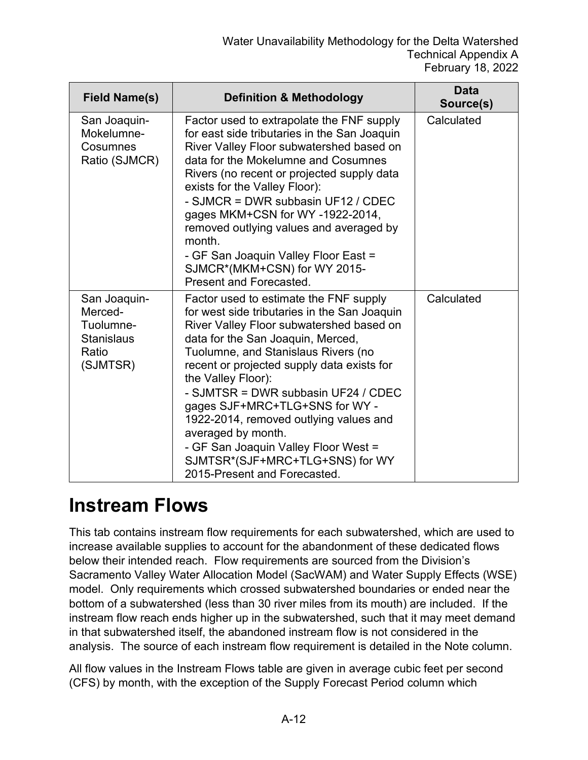| Field Name(s) | Definition & Methodology | Data Source(s) |
|---|---|---|
| San Joaquin-Mokelumne-Cosumnes Ratio (SJMCR) | Factor used to extrapolate the FNF supply for east side tributaries in the San Joaquin River Valley Floor subwatershed based on data for the Mokelumne and Cosumnes Rivers (no recent or projected supply data exists for the Valley Floor):<br>- SJMCR = DWR subbasin UF12 / CDEC gages MKM+CSN for WY -1922-2014, removed outlying values and averaged by month.<br>- GF San Joaquin Valley Floor East = SJMCR*(MKM+CSN) for WY 2015-Present and Forecasted. | Calculated |
| San Joaquin-Merced-Tuolumne-Stanislaus Ratio (SJMTSR) | Factor used to estimate the FNF supply for west side tributaries in the San Joaquin River Valley Floor subwatershed based on data for the San Joaquin, Merced, Tuolumne, and Stanislaus Rivers (no recent or projected supply data exists for the Valley Floor):<br>- SJMTSR = DWR subbasin UF24 / CDEC gages SJF+MRC+TLG+SNS for WY - 1922-2014, removed outlying values and averaged by month.<br>- GF San Joaquin Valley Floor West = SJMTSR*(SJF+MRC+TLG+SNS) for WY 2015-Present and Forecasted. | Calculated |

# Instream Flows

This tab contains instream flow requirements for each subwatershed, which are used to increase available supplies to account for the abandonment of these dedicated flows below their intended reach. Flow requirements are sourced from the Division's Sacramento Valley Water Allocation Model (SacWAM) and Water Supply Effects (WSE) model. Only requirements which crossed subwatershed boundaries or ended near the bottom of a subwatershed (less than 30 river miles from its mouth) are included. If the instream flow reach ends higher up in the subwatershed, such that it may meet demand in that subwatershed itself, the abandoned instream flow is not considered in the analysis. The source of each instream flow requirement is detailed in the Note column.

All flow values in the Instream Flows table are given in average cubic feet per second (CFS) by month, with the exception of the Supply Forecast Period column which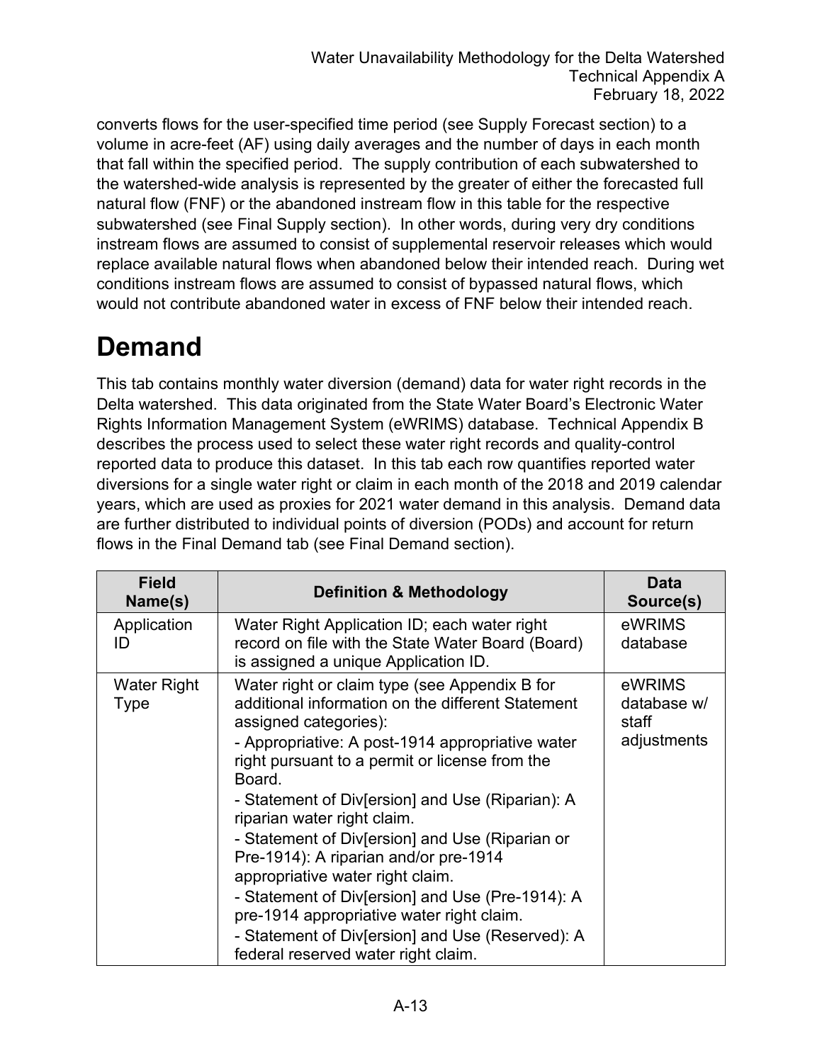converts flows for the user-specified time period (see Supply Forecast section) to a volume in acre-feet (AF) using daily averages and the number of days in each month that fall within the specified period. The supply contribution of each subwatershed to the watershed-wide analysis is represented by the greater of either the forecasted full natural flow (FNF) or the abandoned instream flow in this table for the respective subwatershed (see Final Supply section). In other words, during very dry conditions instream flows are assumed to consist of supplemental reservoir releases which would replace available natural flows when abandoned below their intended reach. During wet conditions instream flows are assumed to consist of bypassed natural flows, which would not contribute abandoned water in excess of FNF below their intended reach.

# Demand

This tab contains monthly water diversion (demand) data for water right records in the Delta watershed. This data originated from the State Water Board's Electronic Water Rights Information Management System (eWRIMS) database. Technical Appendix B describes the process used to select these water right records and quality-control reported data to produce this dataset. In this tab each row quantifies reported water diversions for a single water right or claim in each month of the 2018 and 2019 calendar years, which are used as proxies for 2021 water demand in this analysis. Demand data are further distributed to individual points of diversion (PODs) and account for return flows in the Final Demand tab (see Final Demand section).

| Field Name(s) | Definition & Methodology | Data Source(s) |
|---|---|---|
| Application ID | Water Right Application ID; each water right record on file with the State Water Board (Board) is assigned a unique Application ID. | eWRIMS database |
| Water Right Type | Water right or claim type (see Appendix B for additional information on the different Statement assigned categories):<br>- Appropriative: A post-1914 appropriative water right pursuant to a permit or license from the Board.<br>- Statement of Div[ersion] and Use (Riparian): A riparian water right claim.<br>- Statement of Div[ersion] and Use (Riparian or Pre-1914): A riparian and/or pre-1914 appropriative water right claim.<br>- Statement of Div[ersion] and Use (Pre-1914): A pre-1914 appropriative water right claim.<br>- Statement of Div[ersion] and Use (Reserved): A federal reserved water right claim. | eWRIMS database w/ staff adjustments |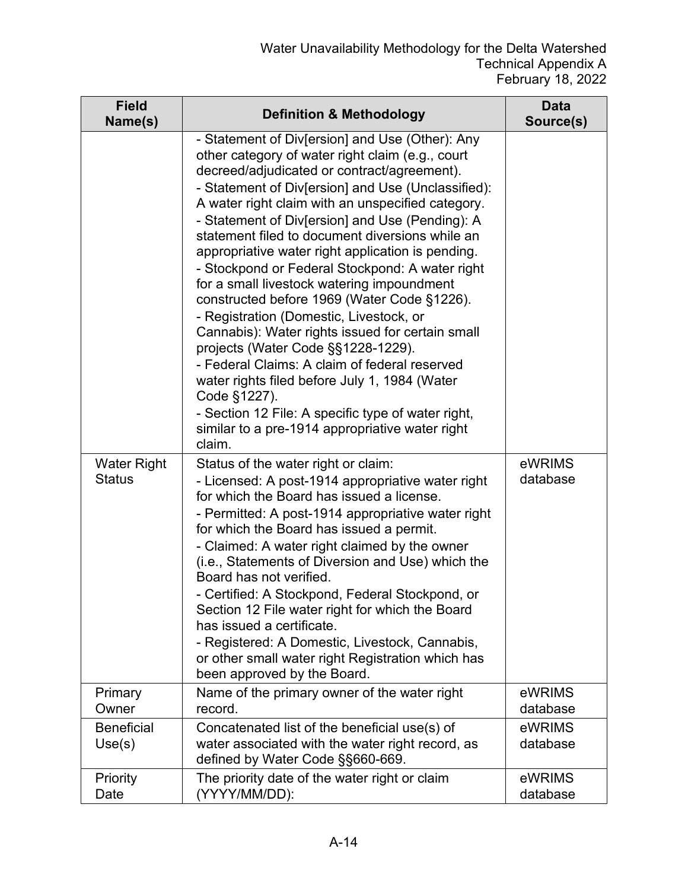| Field Name(s) | Definition & Methodology | Data Source(s) |
| --- | --- | --- |
| | - Statement of Div[ersion] and Use (Other): Any other category of water right claim (e.g., court decreed/adjudicated or contract/agreement).<br>- Statement of Div[ersion] and Use (Unclassified): A water right claim with an unspecified category.<br>- Statement of Div[ersion] and Use (Pending): A statement filed to document diversions while an appropriative water right application is pending.<br>- Stockpond or Federal Stockpond: A water right for a small livestock watering impoundment constructed before 1969 (Water Code §1226).<br>- Registration (Domestic, Livestock, or Cannabis): Water rights issued for certain small projects (Water Code §§1228-1229).<br>- Federal Claims: A claim of federal reserved water rights filed before July 1, 1984 (Water Code §1227).<br>- Section 12 File: A specific type of water right, similar to a pre-1914 appropriative water right claim. | |
| Water Right Status | Status of the water right or claim:<br>- Licensed: A post-1914 appropriative water right for which the Board has issued a license.<br>- Permitted: A post-1914 appropriative water right for which the Board has issued a permit.<br>- Claimed: A water right claimed by the owner (i.e., Statements of Diversion and Use) which the Board has not verified.<br>- Certified: A Stockpond, Federal Stockpond, or Section 12 File water right for which the Board has issued a certificate.<br>- Registered: A Domestic, Livestock, Cannabis, or other small water right Registration which has been approved by the Board. | eWRIMS database |
| Primary Owner | Name of the primary owner of the water right record. | eWRIMS database |
| Beneficial Use(s) | Concatenated list of the beneficial use(s) of water associated with the water right record, as defined by Water Code §§660-669. | eWRIMS database |
| Priority Date | The priority date of the water right or claim (YYYY/MM/DD): | eWRIMS database |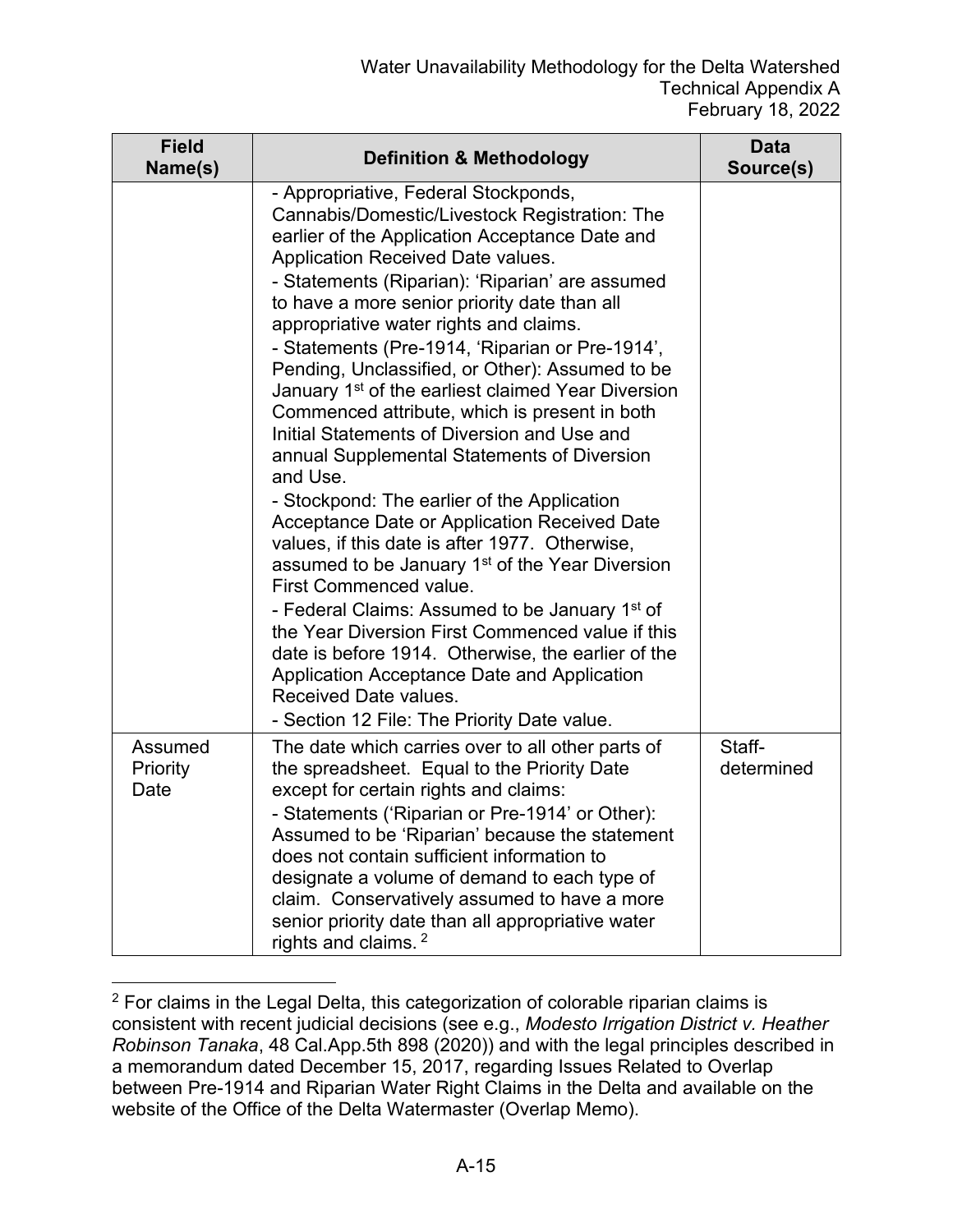| Field Name(s) | Definition & Methodology | Data Source(s) |
| --- | --- | --- |
| | - Appropriative, Federal Stockponds, Cannabis/Domestic/Livestock Registration: The earlier of the Application Acceptance Date and Application Received Date values.<br>- Statements (Riparian): 'Riparian' are assumed to have a more senior priority date than all appropriative water rights and claims.<br>- Statements (Pre-1914, 'Riparian or Pre-1914', Pending, Unclassified, or Other): Assumed to be January 1st of the earliest claimed Year Diversion Commenced attribute, which is present in both Initial Statements of Diversion and Use and annual Supplemental Statements of Diversion and Use.<br>- Stockpond: The earlier of the Application Acceptance Date or Application Received Date values, if this date is after 1977. Otherwise, assumed to be January 1st of the Year Diversion First Commenced value.<br>- Federal Claims: Assumed to be January 1st of the Year Diversion First Commenced value if this date is before 1914. Otherwise, the earlier of the Application Acceptance Date and Application Received Date values.<br>- Section 12 File: The Priority Date value. | |
| Assumed Priority Date | The date which carries over to all other parts of the spreadsheet. Equal to the Priority Date except for certain rights and claims:<br>- Statements ('Riparian or Pre-1914' or Other): Assumed to be 'Riparian' because the statement does not contain sufficient information to designate a volume of demand to each type of claim. Conservatively assumed to have a more senior priority date than all appropriative water rights and claims. [2] | Staff-determined |

[2] For claims in the Legal Delta, this categorization of colorable riparian claims is consistent with recent judicial decisions (see e.g., *Modesto Irrigation District v. Heather Robinson Tanaka*, 48 Cal.App.5th 898 (2020)) and with the legal principles described in a memorandum dated December 15, 2017, regarding Issues Related to Overlap between Pre-1914 and Riparian Water Right Claims in the Delta and available on the website of the Office of the Delta Watermaster (Overlap Memo).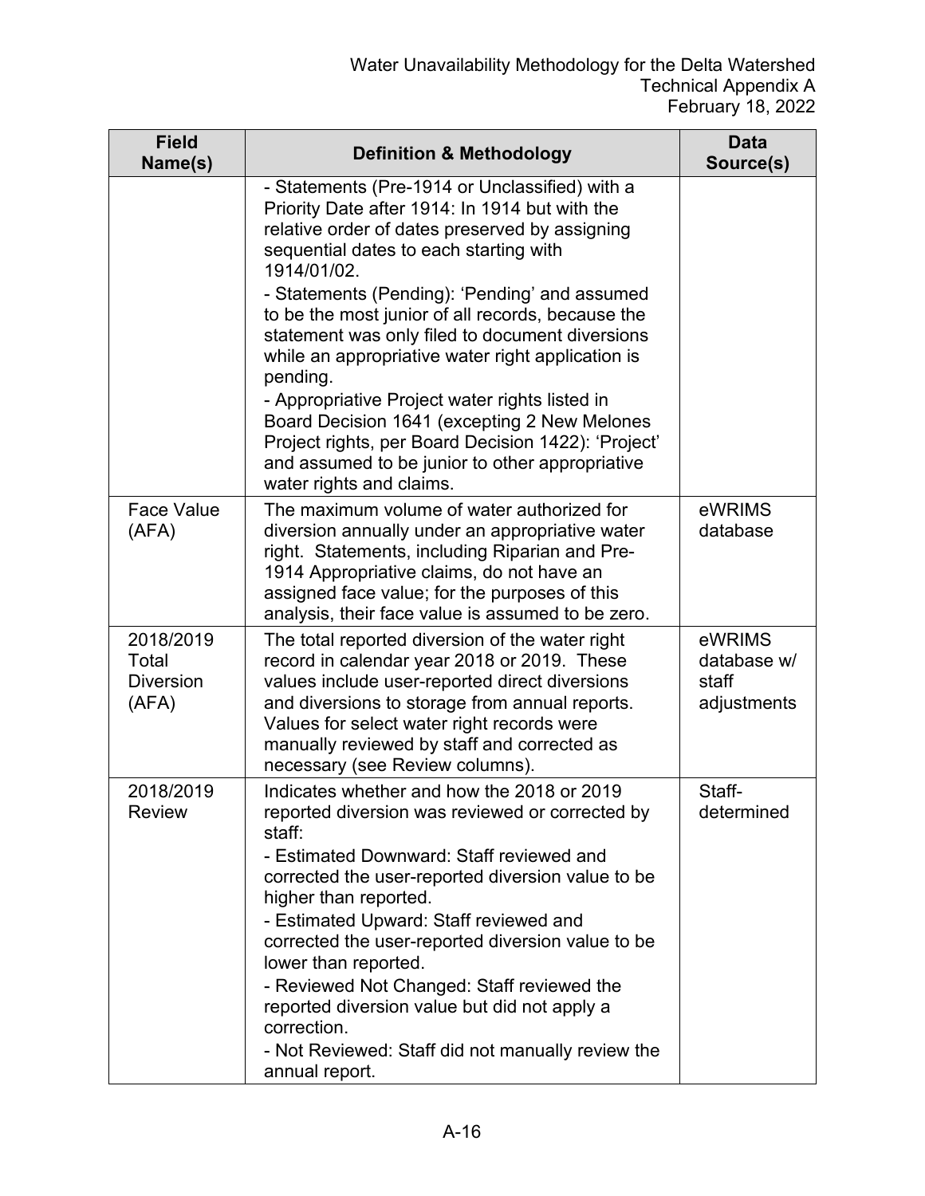| Field Name(s) | Definition & Methodology | Data Source(s) |
|---|---|---|
| | - Statements (Pre-1914 or Unclassified) with a Priority Date after 1914: In 1914 but with the relative order of dates preserved by assigning sequential dates to each starting with 1914/01/02.<br>- Statements (Pending): 'Pending' and assumed to be the most junior of all records, because the statement was only filed to document diversions while an appropriative water right application is pending.<br>- Appropriative Project water rights listed in Board Decision 1641 (excepting 2 New Melones Project rights, per Board Decision 1422): 'Project' and assumed to be junior to other appropriative water rights and claims. | |
| Face Value (AFA) | The maximum volume of water authorized for diversion annually under an appropriative water right. Statements, including Riparian and Pre-1914 Appropriative claims, do not have an assigned face value; for the purposes of this analysis, their face value is assumed to be zero. | eWRIMS database |
| 2018/2019 Total Diversion (AFA) | The total reported diversion of the water right record in calendar year 2018 or 2019. These values include user-reported direct diversions and diversions to storage from annual reports. Values for select water right records were manually reviewed by staff and corrected as necessary (see Review columns). | eWRIMS database w/ staff adjustments |
| 2018/2019 Review | Indicates whether and how the 2018 or 2019 reported diversion was reviewed or corrected by staff:<br>- Estimated Downward: Staff reviewed and corrected the user-reported diversion value to be higher than reported.<br>- Estimated Upward: Staff reviewed and corrected the user-reported diversion value to be lower than reported.<br>- Reviewed Not Changed: Staff reviewed the reported diversion value but did not apply a correction.<br>- Not Reviewed: Staff did not manually review the annual report. | Staff-determined |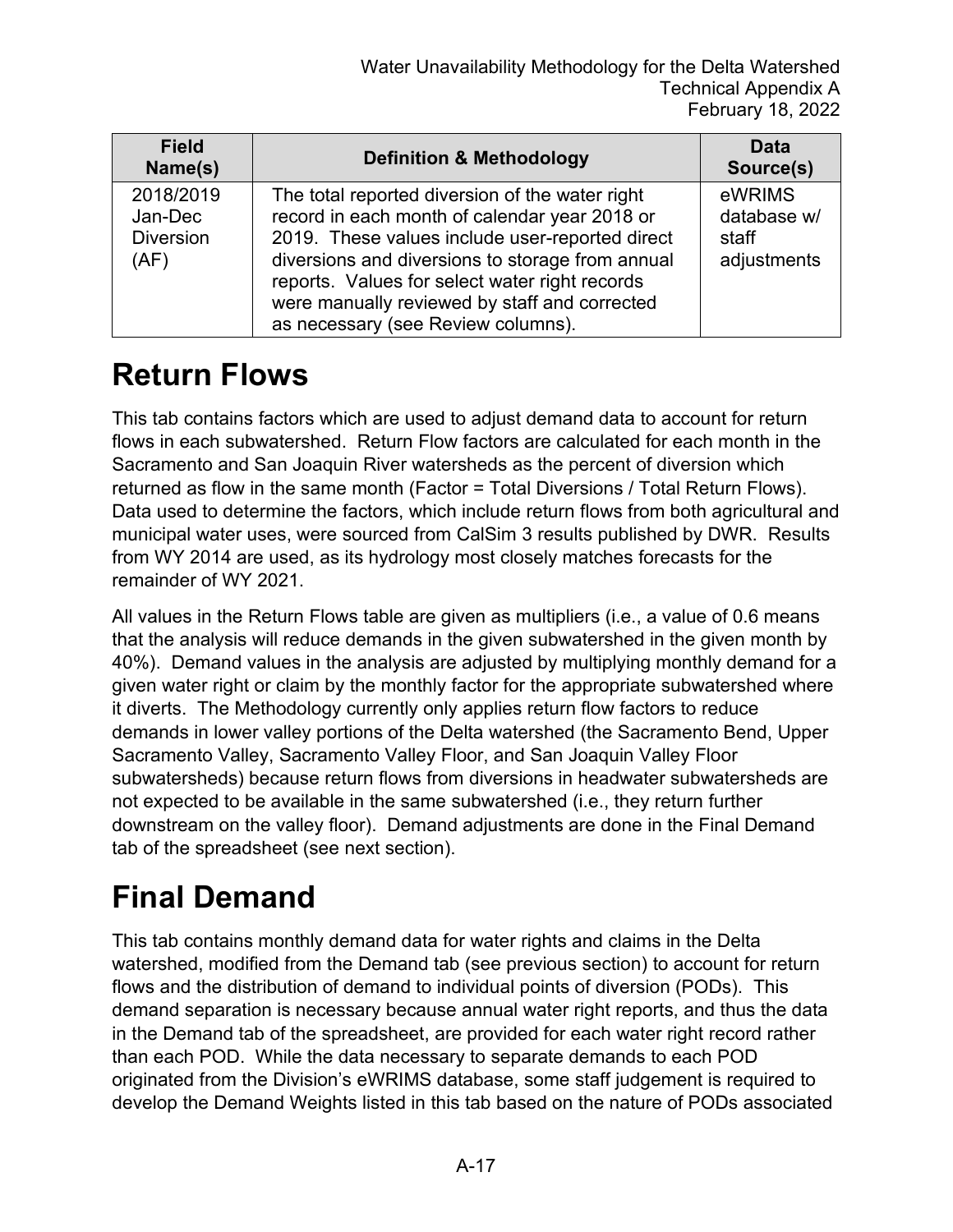| Field Name(s) | Definition & Methodology | Data Source(s) |
|---|---|---|
| 2018/2019 Jan-Dec Diversion (AF) | The total reported diversion of the water right record in each month of calendar year 2018 or 2019. These values include user-reported direct diversions and diversions to storage from annual reports. Values for select water right records were manually reviewed by staff and corrected as necessary (see Review columns). | eWRIMS database w/ staff adjustments |

# Return Flows

This tab contains factors which are used to adjust demand data to account for return flows in each subwatershed. Return Flow factors are calculated for each month in the Sacramento and San Joaquin River watersheds as the percent of diversion which returned as flow in the same month (Factor = Total Diversions / Total Return Flows). Data used to determine the factors, which include return flows from both agricultural and municipal water uses, were sourced from CalSim 3 results published by DWR. Results from WY 2014 are used, as its hydrology most closely matches forecasts for the remainder of WY 2021.

All values in the Return Flows table are given as multipliers (i.e., a value of 0.6 means that the analysis will reduce demands in the given subwatershed in the given month by 40%). Demand values in the analysis are adjusted by multiplying monthly demand for a given water right or claim by the monthly factor for the appropriate subwatershed where it diverts. The Methodology currently only applies return flow factors to reduce demands in lower valley portions of the Delta watershed (the Sacramento Bend, Upper Sacramento Valley, Sacramento Valley Floor, and San Joaquin Valley Floor subwatersheds) because return flows from diversions in headwater subwatersheds are not expected to be available in the same subwatershed (i.e., they return further downstream on the valley floor). Demand adjustments are done in the Final Demand tab of the spreadsheet (see next section).

# Final Demand

This tab contains monthly demand data for water rights and claims in the Delta watershed, modified from the Demand tab (see previous section) to account for return flows and the distribution of demand to individual points of diversion (PODs). This demand separation is necessary because annual water right reports, and thus the data in the Demand tab of the spreadsheet, are provided for each water right record rather than each POD. While the data necessary to separate demands to each POD originated from the Division's eWRIMS database, some staff judgement is required to develop the Demand Weights listed in this tab based on the nature of PODs associated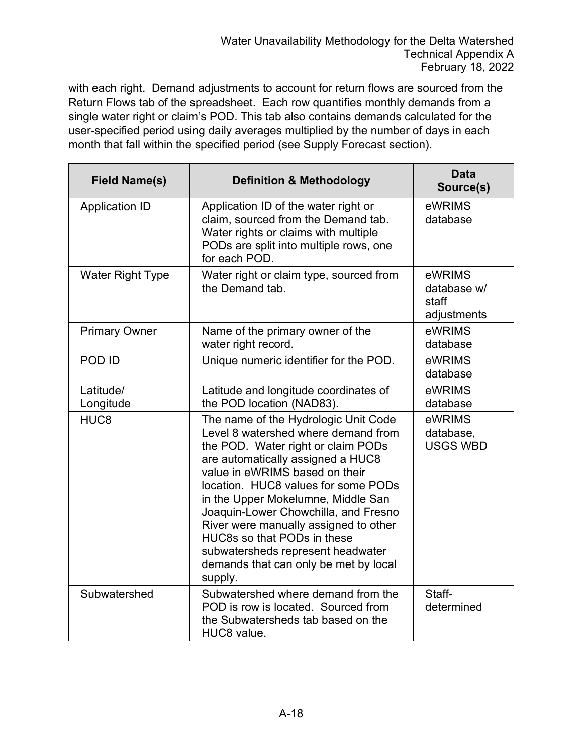with each right. Demand adjustments to account for return flows are sourced from the Return Flows tab of the spreadsheet. Each row quantifies monthly demands from a single water right or claim's POD. This tab also contains demands calculated for the user-specified period using daily averages multiplied by the number of days in each month that fall within the specified period (see Supply Forecast section).

| Field Name(s) | Definition & Methodology | Data Source(s) |
|---|---|---|
| Application ID | Application ID of the water right or claim, sourced from the Demand tab. Water rights or claims with multiple PODs are split into multiple rows, one for each POD. | eWRIMS database |
| Water Right Type | Water right or claim type, sourced from the Demand tab. | eWRIMS database w/ staff adjustments |
| Primary Owner | Name of the primary owner of the water right record. | eWRIMS database |
| POD ID | Unique numeric identifier for the POD. | eWRIMS database |
| Latitude/ Longitude | Latitude and longitude coordinates of the POD location (NAD83). | eWRIMS database |
| HUC8 | The name of the Hydrologic Unit Code Level 8 watershed where demand from the POD. Water right or claim PODs are automatically assigned a HUC8 value in eWRIMS based on their location. HUC8 values for some PODs in the Upper Mokelumne, Middle San Joaquin-Lower Chowchilla, and Fresno River were manually assigned to other HUC8s so that PODs in these subwatersheds represent headwater demands that can only be met by local supply. | eWRIMS database, USGS WBD |
| Subwatershed | Subwatershed where demand from the POD is row is located. Sourced from the Subwatersheds tab based on the HUC8 value. | Staff-determined |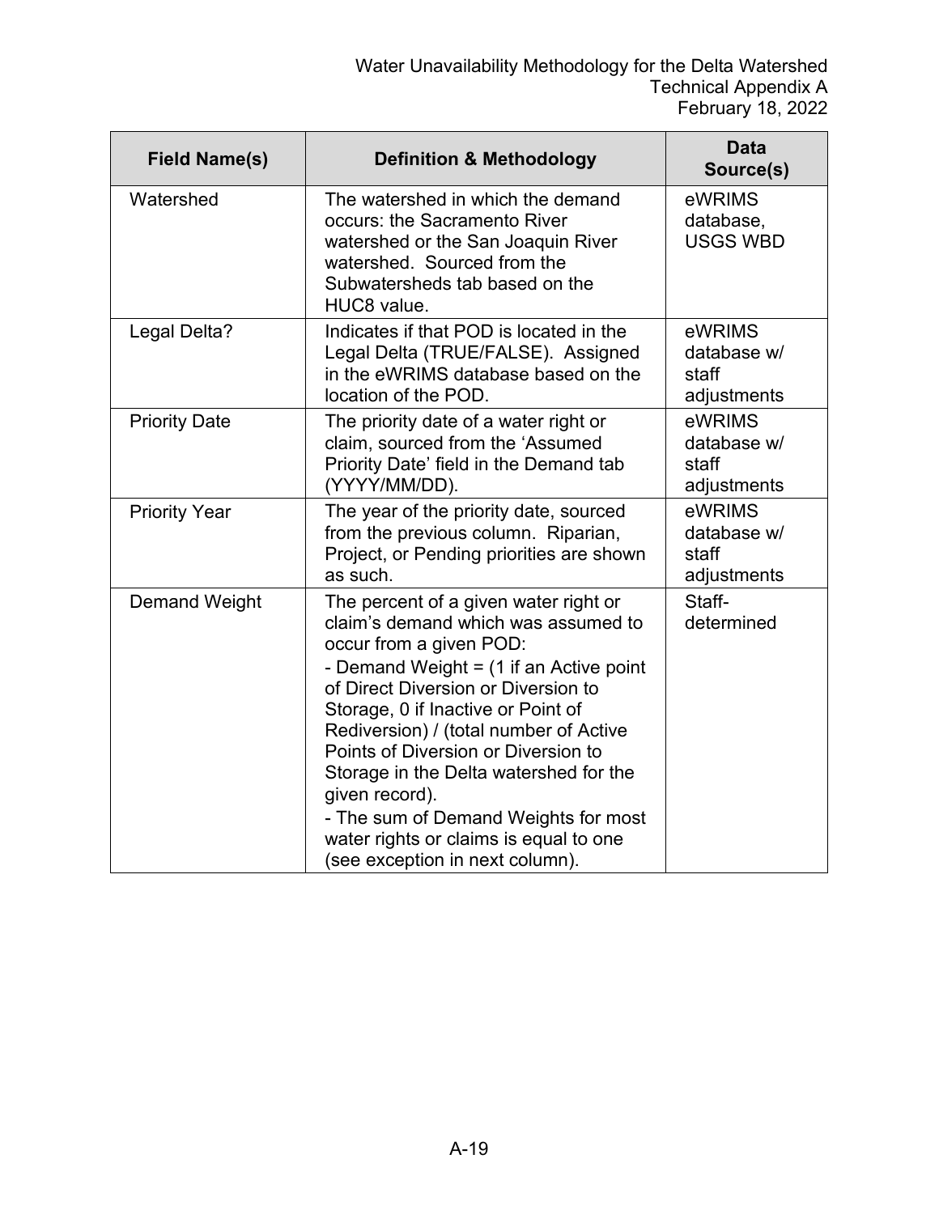| Field Name(s) | Definition & Methodology | Data Source(s) |
| --- | --- | --- |
| Watershed | The watershed in which the demand occurs: the Sacramento River watershed or the San Joaquin River watershed. Sourced from the Subwatersheds tab based on the HUC8 value. | eWRIMS database, USGS WBD |
| Legal Delta? | Indicates if that POD is located in the Legal Delta (TRUE/FALSE). Assigned in the eWRIMS database based on the location of the POD. | eWRIMS database w/ staff adjustments |
| Priority Date | The priority date of a water right or claim, sourced from the 'Assumed Priority Date' field in the Demand tab (YYYY/MM/DD). | eWRIMS database w/ staff adjustments |
| Priority Year | The year of the priority date, sourced from the previous column. Riparian, Project, or Pending priorities are shown as such. | eWRIMS database w/ staff adjustments |
| Demand Weight | The percent of a given water right or claim's demand which was assumed to occur from a given POD:<br>- Demand Weight = (1 if an Active point of Direct Diversion or Diversion to Storage, 0 if Inactive or Point of Rediversion) / (total number of Active Points of Diversion or Diversion to Storage in the Delta watershed for the given record).<br>- The sum of Demand Weights for most water rights or claims is equal to one (see exception in next column). | Staff-determined |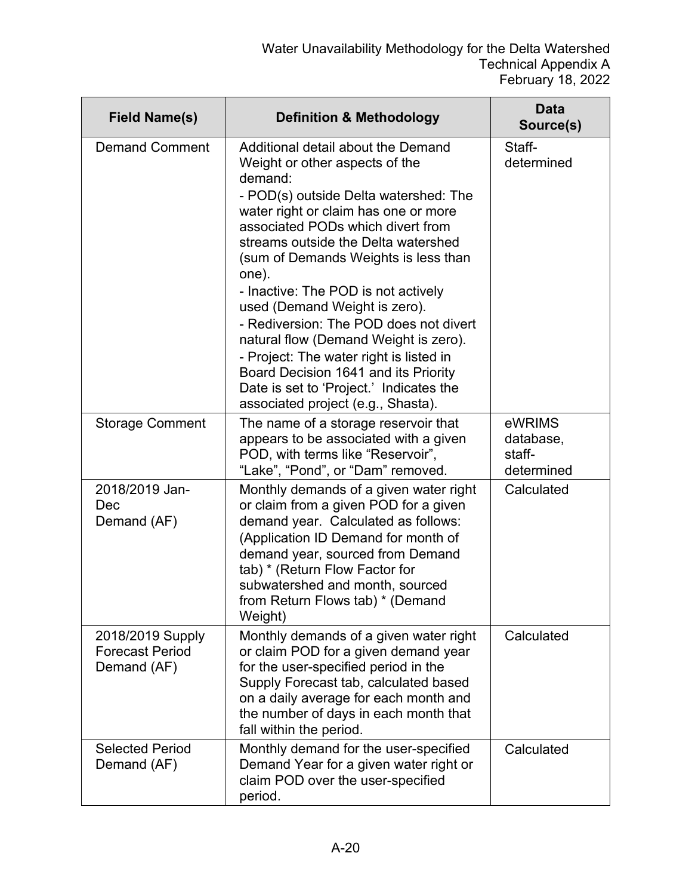| Field Name(s) | Definition & Methodology | Data Source(s) |
|---|---|---|
| Demand Comment | Additional detail about the Demand Weight or other aspects of the demand:<br>- POD(s) outside Delta watershed: The water right or claim has one or more associated PODs which divert from streams outside the Delta watershed (sum of Demands Weights is less than one).<br>- Inactive: The POD is not actively used (Demand Weight is zero).<br>- Rediversion: The POD does not divert natural flow (Demand Weight is zero).<br>- Project: The water right is listed in Board Decision 1641 and its Priority Date is set to 'Project.' Indicates the associated project (e.g., Shasta). | Staff-determined |
| Storage Comment | The name of a storage reservoir that appears to be associated with a given POD, with terms like "Reservoir", "Lake", "Pond", or "Dam" removed. | eWRIMS database, staff-determined |
| 2018/2019 Jan-Dec Demand (AF) | Monthly demands of a given water right or claim from a given POD for a given demand year. Calculated as follows: (Application ID Demand for month of demand year, sourced from Demand tab) * (Return Flow Factor for subwatershed and month, sourced from Return Flows tab) * (Demand Weight) | Calculated |
| 2018/2019 Supply Forecast Period Demand (AF) | Monthly demands of a given water right or claim POD for a given demand year for the user-specified period in the Supply Forecast tab, calculated based on a daily average for each month and the number of days in each month that fall within the period. | Calculated |
| Selected Period Demand (AF) | Monthly demand for the user-specified Demand Year for a given water right or claim POD over the user-specified period. | Calculated |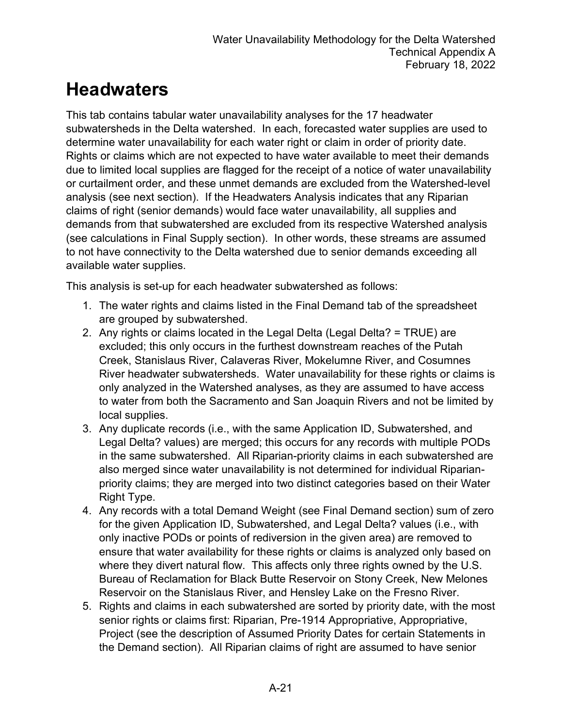# Headwaters

This tab contains tabular water unavailability analyses for the 17 headwater subwatersheds in the Delta watershed. In each, forecasted water supplies are used to determine water unavailability for each water right or claim in order of priority date. Rights or claims which are not expected to have water available to meet their demands due to limited local supplies are flagged for the receipt of a notice of water unavailability or curtailment order, and these unmet demands are excluded from the Watershed-level analysis (see next section). If the Headwaters Analysis indicates that any Riparian claims of right (senior demands) would face water unavailability, all supplies and demands from that subwatershed are excluded from its respective Watershed analysis (see calculations in Final Supply section). In other words, these streams are assumed to not have connectivity to the Delta watershed due to senior demands exceeding all available water supplies.

This analysis is set-up for each headwater subwatershed as follows:

1. The water rights and claims listed in the Final Demand tab of the spreadsheet are grouped by subwatershed.
2. Any rights or claims located in the Legal Delta (Legal Delta? = TRUE) are excluded; this only occurs in the furthest downstream reaches of the Putah Creek, Stanislaus River, Calaveras River, Mokelumne River, and Cosumnes River headwater subwatersheds. Water unavailability for these rights or claims is only analyzed in the Watershed analyses, as they are assumed to have access to water from both the Sacramento and San Joaquin Rivers and not be limited by local supplies.
3. Any duplicate records (i.e., with the same Application ID, Subwatershed, and Legal Delta? values) are merged; this occurs for any records with multiple PODs in the same subwatershed. All Riparian-priority claims in each subwatershed are also merged since water unavailability is not determined for individual Riparian-priority claims; they are merged into two distinct categories based on their Water Right Type.
4. Any records with a total Demand Weight (see Final Demand section) sum of zero for the given Application ID, Subwatershed, and Legal Delta? values (i.e., with only inactive PODs or points of rediversion in the given area) are removed to ensure that water availability for these rights or claims is analyzed only based on where they divert natural flow. This affects only three rights owned by the U.S. Bureau of Reclamation for Black Butte Reservoir on Stony Creek, New Melones Reservoir on the Stanislaus River, and Hensley Lake on the Fresno River.
5. Rights and claims in each subwatershed are sorted by priority date, with the most senior rights or claims first: Riparian, Pre-1914 Appropriative, Appropriative, Project (see the description of Assumed Priority Dates for certain Statements in the Demand section). All Riparian claims of right are assumed to have senior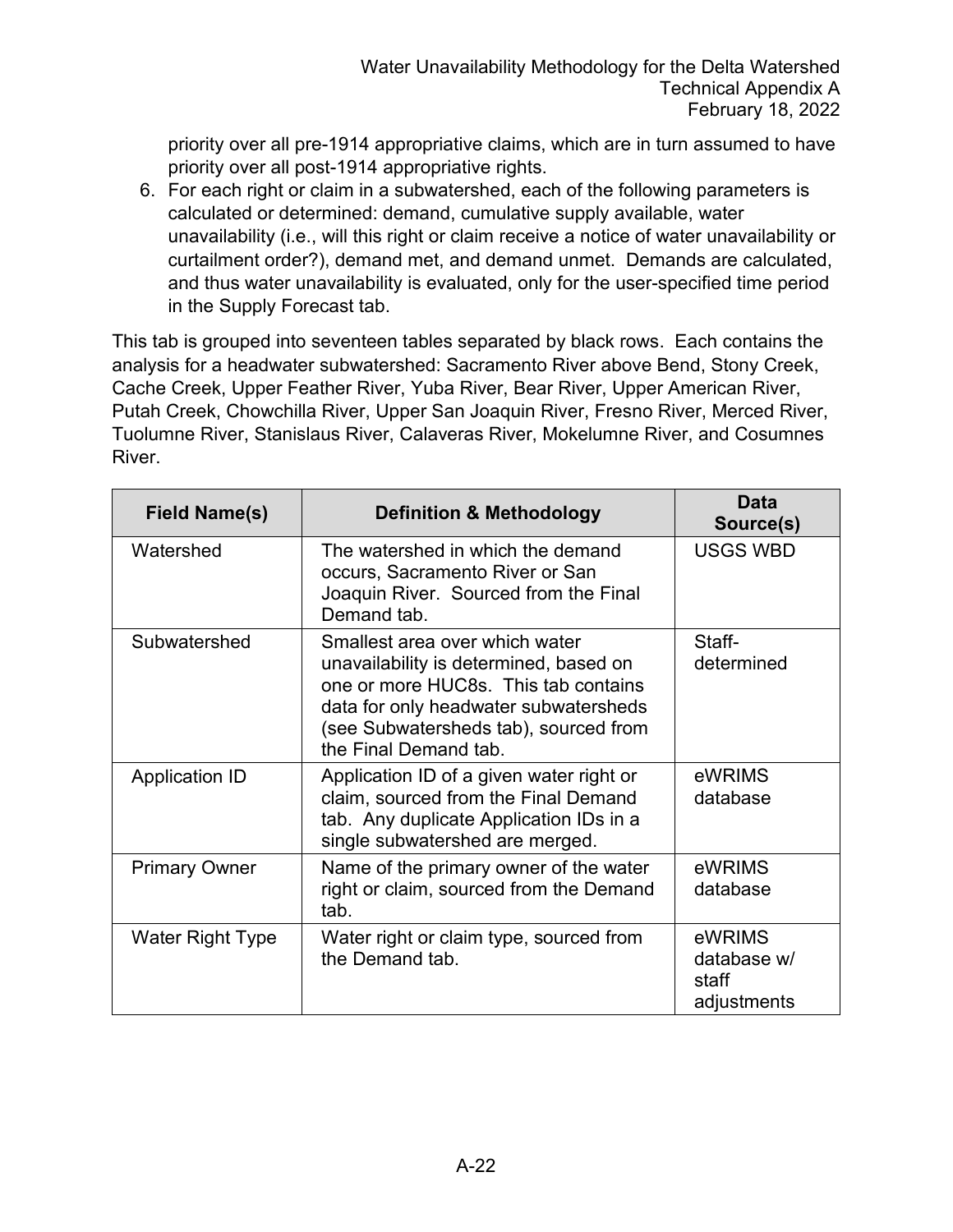priority over all pre-1914 appropriative claims, which are in turn assumed to have priority over all post-1914 appropriative rights.

6. For each right or claim in a subwatershed, each of the following parameters is calculated or determined: demand, cumulative supply available, water unavailability (i.e., will this right or claim receive a notice of water unavailability or curtailment order?), demand met, and demand unmet. Demands are calculated, and thus water unavailability is evaluated, only for the user-specified time period in the Supply Forecast tab.

This tab is grouped into seventeen tables separated by black rows. Each contains the analysis for a headwater subwatershed: Sacramento River above Bend, Stony Creek, Cache Creek, Upper Feather River, Yuba River, Bear River, Upper American River, Putah Creek, Chowchilla River, Upper San Joaquin River, Fresno River, Merced River, Tuolumne River, Stanislaus River, Calaveras River, Mokelumne River, and Cosumnes River.

| Field Name(s) | Definition & Methodology | Data Source(s) |
|---|---|---|
| Watershed | The watershed in which the demand occurs, Sacramento River or San Joaquin River. Sourced from the Final Demand tab. | USGS WBD |
| Subwatershed | Smallest area over which water unavailability is determined, based on one or more HUC8s. This tab contains data for only headwater subwatersheds (see Subwatersheds tab), sourced from the Final Demand tab. | Staff-determined |
| Application ID | Application ID of a given water right or claim, sourced from the Final Demand tab. Any duplicate Application IDs in a single subwatershed are merged. | eWRIMS database |
| Primary Owner | Name of the primary owner of the water right or claim, sourced from the Demand tab. | eWRIMS database |
| Water Right Type | Water right or claim type, sourced from the Demand tab. | eWRIMS database w/ staff adjustments |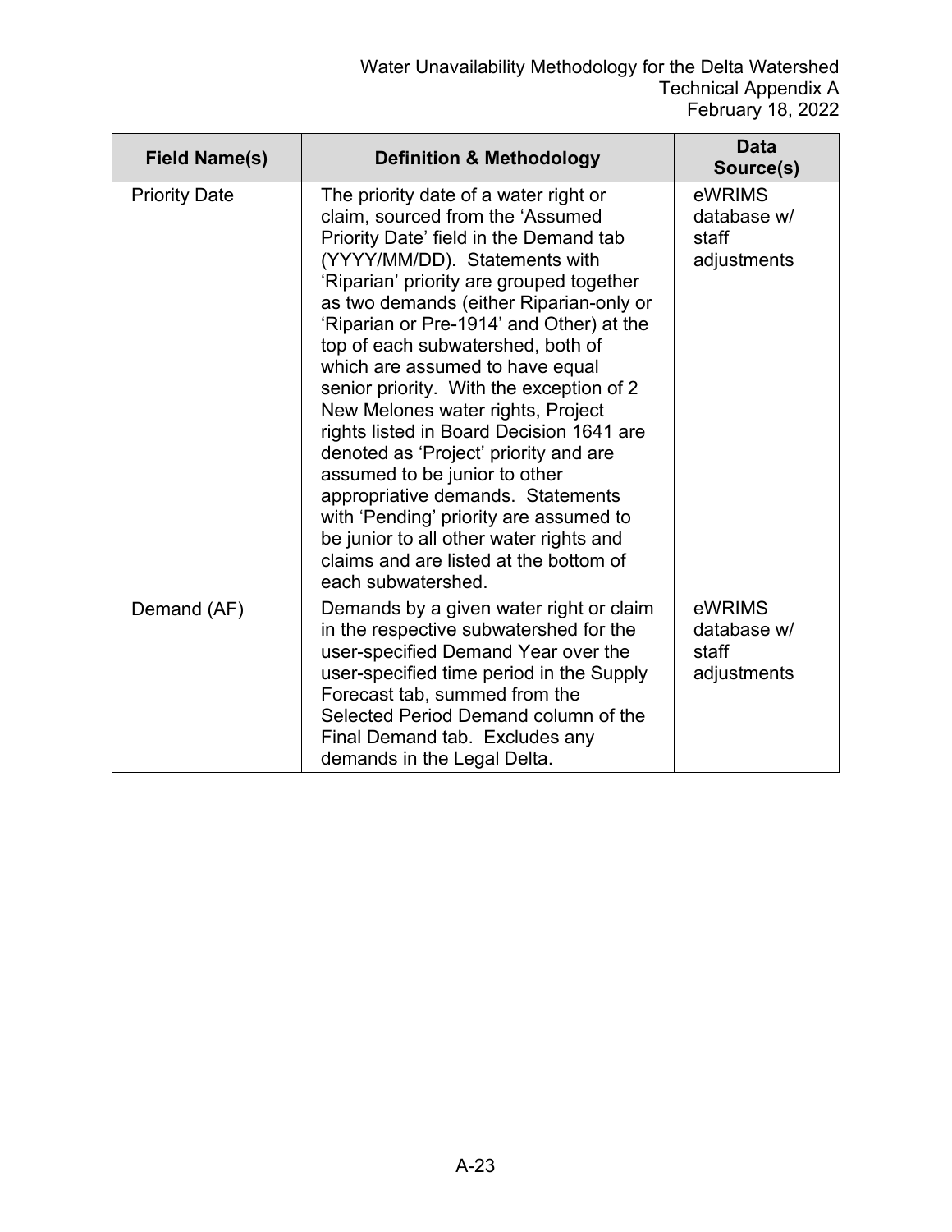| Field Name(s) | Definition & Methodology | Data Source(s) |
| --- | --- | --- |
| Priority Date | The priority date of a water right or claim, sourced from the 'Assumed Priority Date' field in the Demand tab (YYYY/MM/DD). Statements with 'Riparian' priority are grouped together as two demands (either Riparian-only or 'Riparian or Pre-1914' and Other) at the top of each subwatershed, both of which are assumed to have equal senior priority. With the exception of 2 New Melones water rights, Project rights listed in Board Decision 1641 are denoted as 'Project' priority and are assumed to be junior to other appropriative demands. Statements with 'Pending' priority are assumed to be junior to all other water rights and claims and are listed at the bottom of each subwatershed. | eWRIMS database w/ staff adjustments |
| Demand (AF) | Demands by a given water right or claim in the respective subwatershed for the user-specified Demand Year over the user-specified time period in the Supply Forecast tab, summed from the Selected Period Demand column of the Final Demand tab. Excludes any demands in the Legal Delta. | eWRIMS database w/ staff adjustments |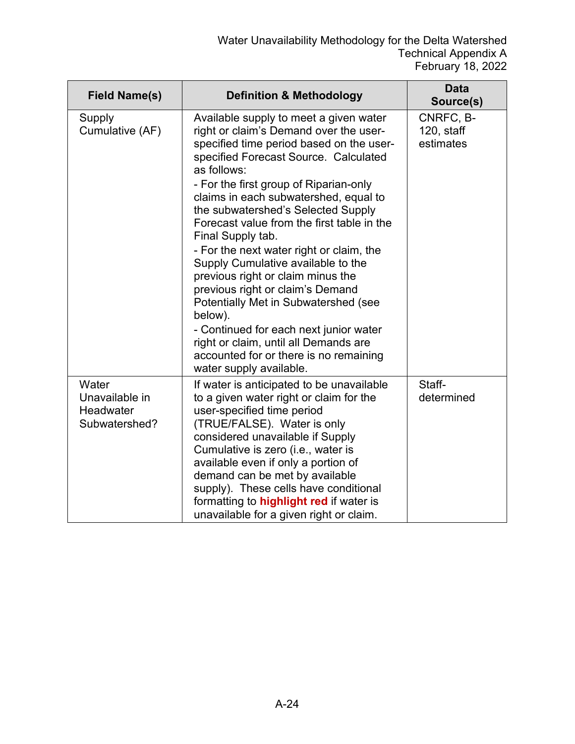| Field Name(s) | Definition & Methodology | Data Source(s) |
|---|---|---|
| Supply Cumulative (AF) | Available supply to meet a given water right or claim's Demand over the user-specified time period based on the user-specified Forecast Source. Calculated as follows:<br>- For the first group of Riparian-only claims in each subwatershed, equal to the subwatershed's Selected Supply Forecast value from the first table in the Final Supply tab.<br>- For the next water right or claim, the Supply Cumulative available to the previous right or claim minus the previous right or claim's Demand Potentially Met in Subwatershed (see below).<br>- Continued for each next junior water right or claim, until all Demands are accounted for or there is no remaining water supply available. | CNRFC, B-120, staff estimates |
| Water Unavailable in Headwater Subwatershed? | If water is anticipated to be unavailable to a given water right or claim for the user-specified time period (TRUE/FALSE). Water is only considered unavailable if Supply Cumulative is zero (i.e., water is available even if only a portion of demand can be met by available supply). These cells have conditional formatting to **highlight red** if water is unavailable for a given right or claim. | Staff-determined |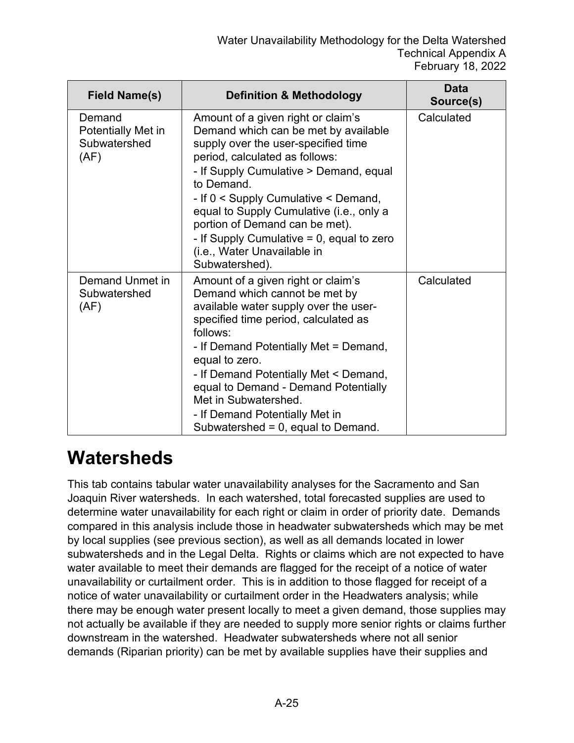| Field Name(s) | Definition & Methodology | Data Source(s) |
|---|---|---|
| Demand Potentially Met in Subwatershed (AF) | Amount of a given right or claim's Demand which can be met by available supply over the user-specified time period, calculated as follows:<br>- If Supply Cumulative > Demand, equal to Demand.<br>- If 0 < Supply Cumulative < Demand, equal to Supply Cumulative (i.e., only a portion of Demand can be met).<br>- If Supply Cumulative = 0, equal to zero (i.e., Water Unavailable in Subwatershed). | Calculated |
| Demand Unmet in Subwatershed (AF) | Amount of a given right or claim's Demand which cannot be met by available water supply over the user-specified time period, calculated as follows:<br>- If Demand Potentially Met = Demand, equal to zero.<br>- If Demand Potentially Met < Demand, equal to Demand - Demand Potentially Met in Subwatershed.<br>- If Demand Potentially Met in Subwatershed = 0, equal to Demand. | Calculated |

# Watersheds

This tab contains tabular water unavailability analyses for the Sacramento and San Joaquin River watersheds. In each watershed, total forecasted supplies are used to determine water unavailability for each right or claim in order of priority date. Demands compared in this analysis include those in headwater subwatersheds which may be met by local supplies (see previous section), as well as all demands located in lower subwatersheds and in the Legal Delta. Rights or claims which are not expected to have water available to meet their demands are flagged for the receipt of a notice of water unavailability or curtailment order. This is in addition to those flagged for receipt of a notice of water unavailability or curtailment order in the Headwaters analysis; while there may be enough water present locally to meet a given demand, those supplies may not actually be available if they are needed to supply more senior rights or claims further downstream in the watershed. Headwater subwatersheds where not all senior demands (Riparian priority) can be met by available supplies have their supplies and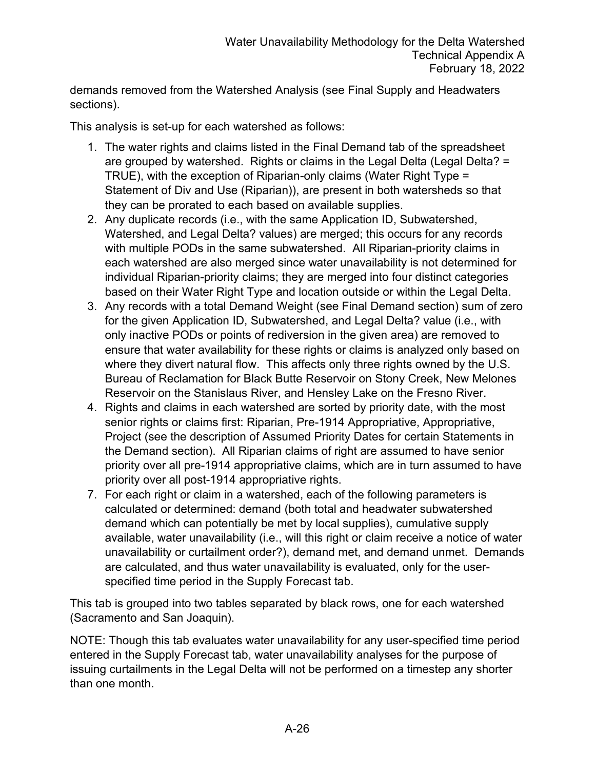demands removed from the Watershed Analysis (see Final Supply and Headwaters sections).

This analysis is set-up for each watershed as follows:

1. The water rights and claims listed in the Final Demand tab of the spreadsheet are grouped by watershed. Rights or claims in the Legal Delta (Legal Delta? = TRUE), with the exception of Riparian-only claims (Water Right Type = Statement of Div and Use (Riparian)), are present in both watersheds so that they can be prorated to each based on available supplies.
2. Any duplicate records (i.e., with the same Application ID, Subwatershed, Watershed, and Legal Delta? values) are merged; this occurs for any records with multiple PODs in the same subwatershed. All Riparian-priority claims in each watershed are also merged since water unavailability is not determined for individual Riparian-priority claims; they are merged into four distinct categories based on their Water Right Type and location outside or within the Legal Delta.
3. Any records with a total Demand Weight (see Final Demand section) sum of zero for the given Application ID, Subwatershed, and Legal Delta? value (i.e., with only inactive PODs or points of rediversion in the given area) are removed to ensure that water availability for these rights or claims is analyzed only based on where they divert natural flow. This affects only three rights owned by the U.S. Bureau of Reclamation for Black Butte Reservoir on Stony Creek, New Melones Reservoir on the Stanislaus River, and Hensley Lake on the Fresno River.
4. Rights and claims in each watershed are sorted by priority date, with the most senior rights or claims first: Riparian, Pre-1914 Appropriative, Appropriative, Project (see the description of Assumed Priority Dates for certain Statements in the Demand section). All Riparian claims of right are assumed to have senior priority over all pre-1914 appropriative claims, which are in turn assumed to have priority over all post-1914 appropriative rights.
7. For each right or claim in a watershed, each of the following parameters is calculated or determined: demand (both total and headwater subwatershed demand which can potentially be met by local supplies), cumulative supply available, water unavailability (i.e., will this right or claim receive a notice of water unavailability or curtailment order?), demand met, and demand unmet. Demands are calculated, and thus water unavailability is evaluated, only for the user-specified time period in the Supply Forecast tab.

This tab is grouped into two tables separated by black rows, one for each watershed (Sacramento and San Joaquin).

NOTE: Though this tab evaluates water unavailability for any user-specified time period entered in the Supply Forecast tab, water unavailability analyses for the purpose of issuing curtailments in the Legal Delta will not be performed on a timestep any shorter than one month.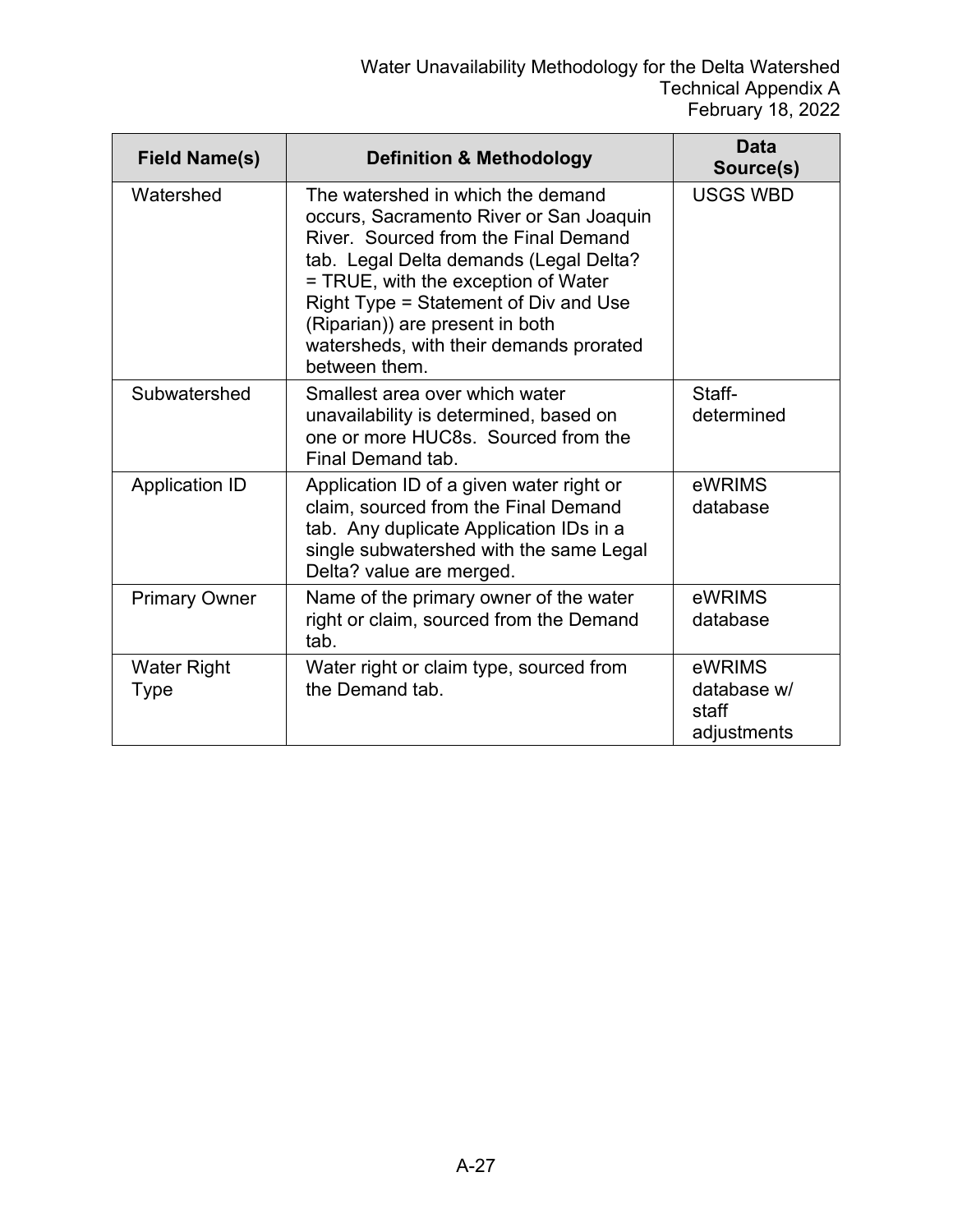| Field Name(s) | Definition & Methodology | Data Source(s) |
|---|---|---|
| Watershed | The watershed in which the demand occurs, Sacramento River or San Joaquin River. Sourced from the Final Demand tab. Legal Delta demands (Legal Delta? = TRUE, with the exception of Water Right Type = Statement of Div and Use (Riparian)) are present in both watersheds, with their demands prorated between them. | USGS WBD |
| Subwatershed | Smallest area over which water unavailability is determined, based on one or more HUC8s. Sourced from the Final Demand tab. | Staff-determined |
| Application ID | Application ID of a given water right or claim, sourced from the Final Demand tab. Any duplicate Application IDs in a single subwatershed with the same Legal Delta? value are merged. | eWRIMS database |
| Primary Owner | Name of the primary owner of the water right or claim, sourced from the Demand tab. | eWRIMS database |
| Water Right Type | Water right or claim type, sourced from the Demand tab. | eWRIMS database w/ staff adjustments |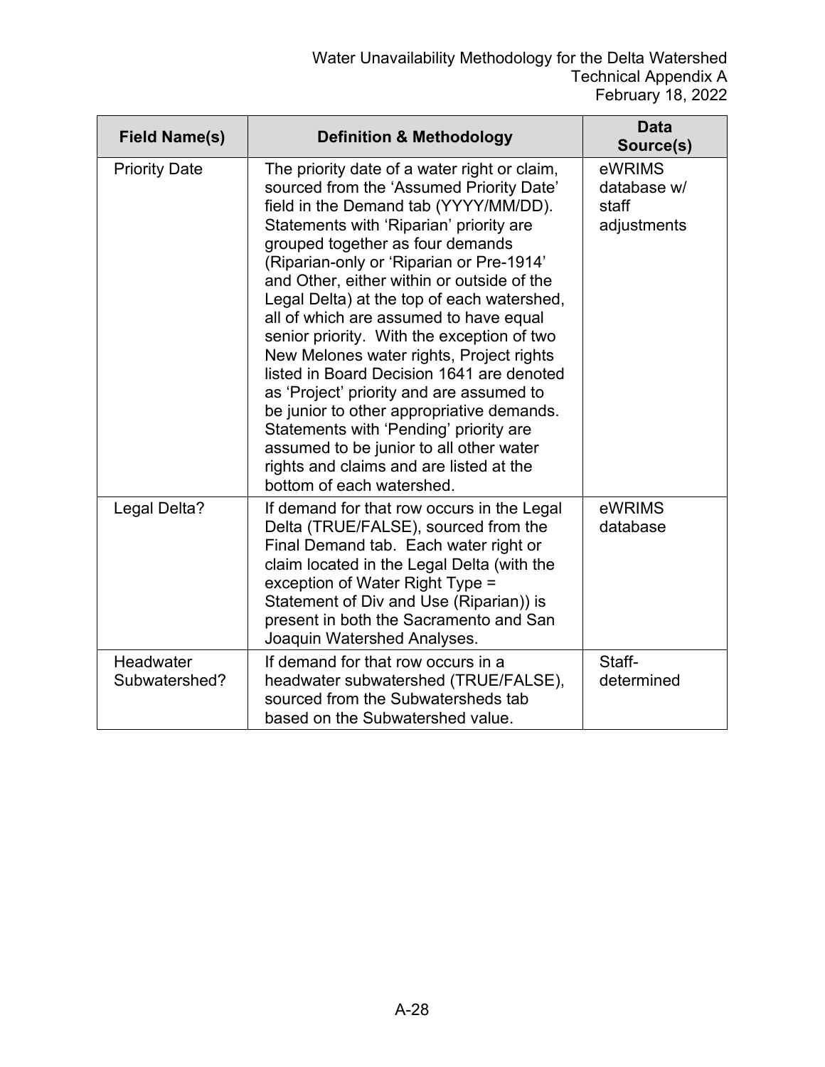| Field Name(s) | Definition & Methodology | Data Source(s) |
|---|---|---|
| Priority Date | The priority date of a water right or claim, sourced from the 'Assumed Priority Date' field in the Demand tab (YYYY/MM/DD). Statements with 'Riparian' priority are grouped together as four demands (Riparian-only or 'Riparian or Pre-1914' and Other, either within or outside of the Legal Delta) at the top of each watershed, all of which are assumed to have equal senior priority. With the exception of two New Melones water rights, Project rights listed in Board Decision 1641 are denoted as 'Project' priority and are assumed to be junior to other appropriative demands. Statements with 'Pending' priority are assumed to be junior to all other water rights and claims and are listed at the bottom of each watershed. | eWRIMS database w/ staff adjustments |
| Legal Delta? | If demand for that row occurs in the Legal Delta (TRUE/FALSE), sourced from the Final Demand tab. Each water right or claim located in the Legal Delta (with the exception of Water Right Type = Statement of Div and Use (Riparian)) is present in both the Sacramento and San Joaquin Watershed Analyses. | eWRIMS database |
| Headwater Subwatershed? | If demand for that row occurs in a headwater subwatershed (TRUE/FALSE), sourced from the Subwatersheds tab based on the Subwatershed value. | Staff-determined |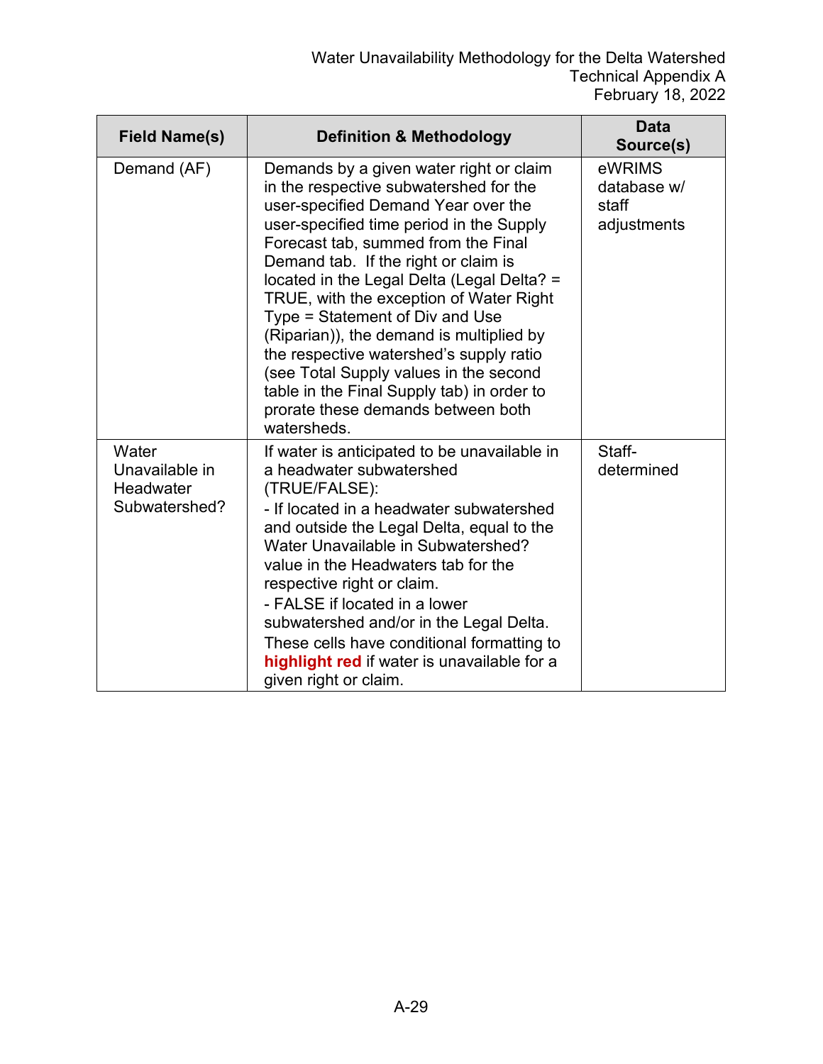| Field Name(s) | Definition & Methodology | Data Source(s) |
|---|---|---|
| Demand (AF) | Demands by a given water right or claim in the respective subwatershed for the user-specified Demand Year over the user-specified time period in the Supply Forecast tab, summed from the Final Demand tab. If the right or claim is located in the Legal Delta (Legal Delta? = TRUE, with the exception of Water Right Type = Statement of Div and Use (Riparian)), the demand is multiplied by the respective watershed's supply ratio (see Total Supply values in the second table in the Final Supply tab) in order to prorate these demands between both watersheds. | eWRIMS database w/ staff adjustments |
| Water Unavailable in Headwater Subwatershed? | If water is anticipated to be unavailable in a headwater subwatershed (TRUE/FALSE):<br>- If located in a headwater subwatershed and outside the Legal Delta, equal to the Water Unavailable in Subwatershed? value in the Headwaters tab for the respective right or claim.<br>- FALSE if located in a lower subwatershed and/or in the Legal Delta.<br>These cells have conditional formatting to **highlight red** if water is unavailable for a given right or claim. | Staff-determined |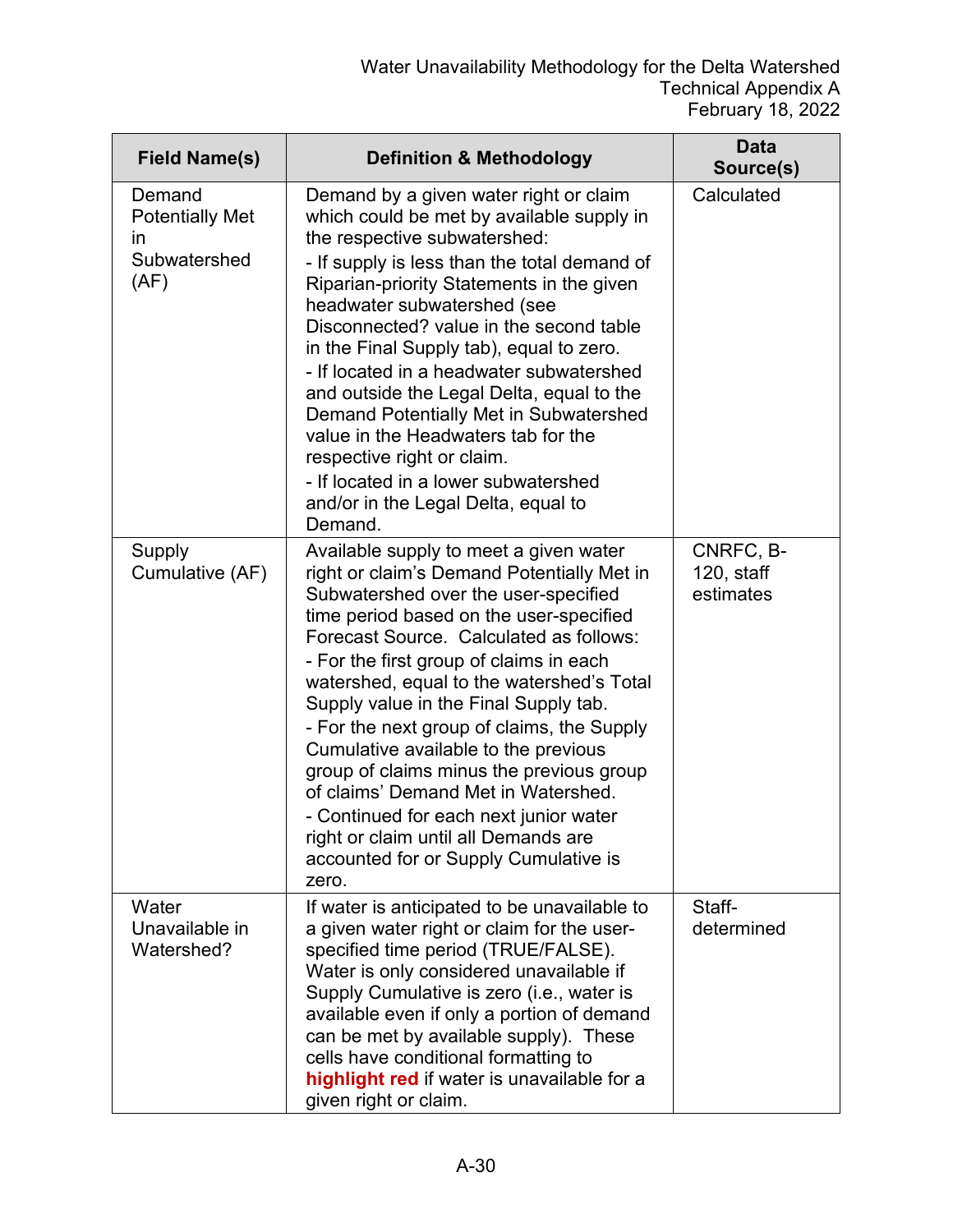| Field Name(s) | Definition & Methodology | Data Source(s) |
|---|---|---|
| Demand Potentially Met in Subwatershed (AF) | Demand by a given water right or claim which could be met by available supply in the respective subwatershed:<br>- If supply is less than the total demand of Riparian-priority Statements in the given headwater subwatershed (see Disconnected? value in the second table in the Final Supply tab), equal to zero.<br>- If located in a headwater subwatershed and outside the Legal Delta, equal to the Demand Potentially Met in Subwatershed value in the Headwaters tab for the respective right or claim.<br>- If located in a lower subwatershed and/or in the Legal Delta, equal to Demand. | Calculated |
| Supply Cumulative (AF) | Available supply to meet a given water right or claim's Demand Potentially Met in Subwatershed over the user-specified time period based on the user-specified Forecast Source. Calculated as follows:<br>- For the first group of claims in each watershed, equal to the watershed's Total Supply value in the Final Supply tab.<br>- For the next group of claims, the Supply Cumulative available to the previous group of claims minus the previous group of claims' Demand Met in Watershed.<br>- Continued for each next junior water right or claim until all Demands are accounted for or Supply Cumulative is zero. | CNRFC, B-120, staff estimates |
| Water Unavailable in Watershed? | If water is anticipated to be unavailable to a given water right or claim for the user-specified time period (TRUE/FALSE). Water is only considered unavailable if Supply Cumulative is zero (i.e., water is available even if only a portion of demand can be met by available supply). These cells have conditional formatting to **highlight red** if water is unavailable for a given right or claim. | Staff-determined |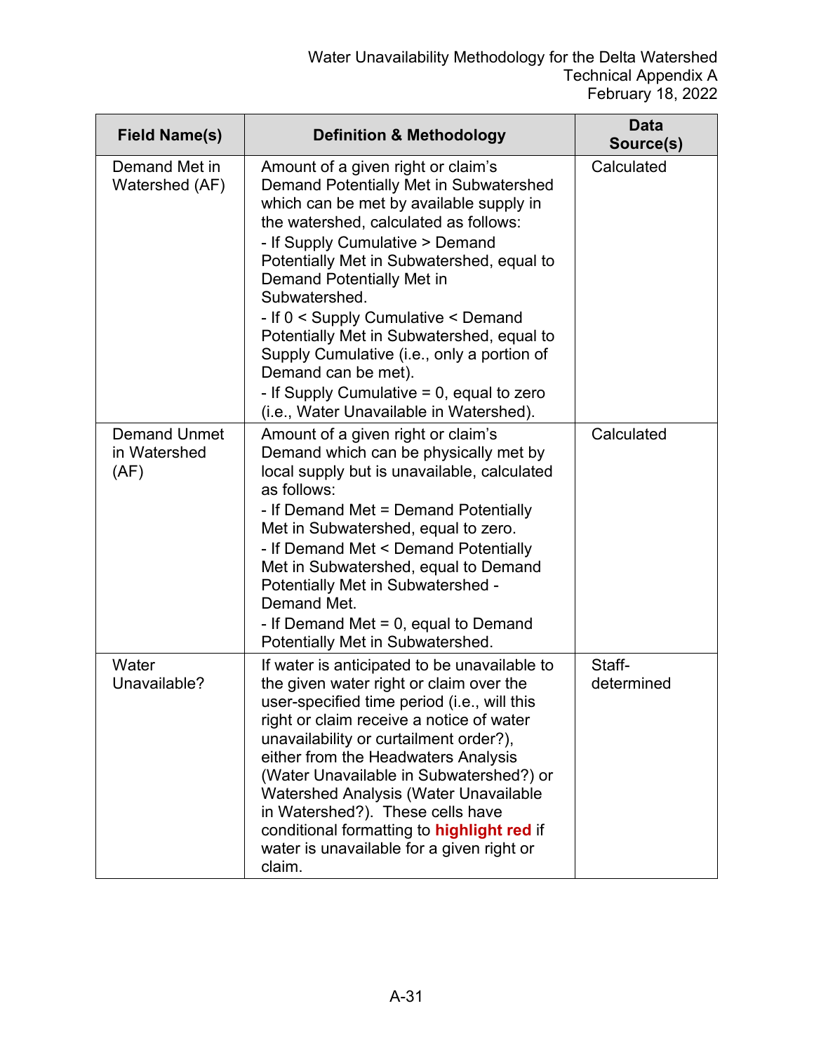| Field Name(s) | Definition & Methodology | Data Source(s) |
|---|---|---|
| Demand Met in Watershed (AF) | Amount of a given right or claim's Demand Potentially Met in Subwatershed which can be met by available supply in the watershed, calculated as follows:<br>- If Supply Cumulative > Demand Potentially Met in Subwatershed, equal to Demand Potentially Met in Subwatershed.<br>- If 0 < Supply Cumulative < Demand Potentially Met in Subwatershed, equal to Supply Cumulative (i.e., only a portion of Demand can be met).<br>- If Supply Cumulative = 0, equal to zero (i.e., Water Unavailable in Watershed). | Calculated |
| Demand Unmet in Watershed (AF) | Amount of a given right or claim's Demand which can be physically met by local supply but is unavailable, calculated as follows:<br>- If Demand Met = Demand Potentially Met in Subwatershed, equal to zero.<br>- If Demand Met < Demand Potentially Met in Subwatershed, equal to Demand Potentially Met in Subwatershed - Demand Met.<br>- If Demand Met = 0, equal to Demand Potentially Met in Subwatershed. | Calculated |
| Water Unavailable? | If water is anticipated to be unavailable to the given water right or claim over the user-specified time period (i.e., will this right or claim receive a notice of water unavailability or curtailment order?), either from the Headwaters Analysis (Water Unavailable in Subwatershed?) or Watershed Analysis (Water Unavailable in Watershed?). These cells have conditional formatting to **highlight red** if water is unavailable for a given right or claim. | Staff-determined |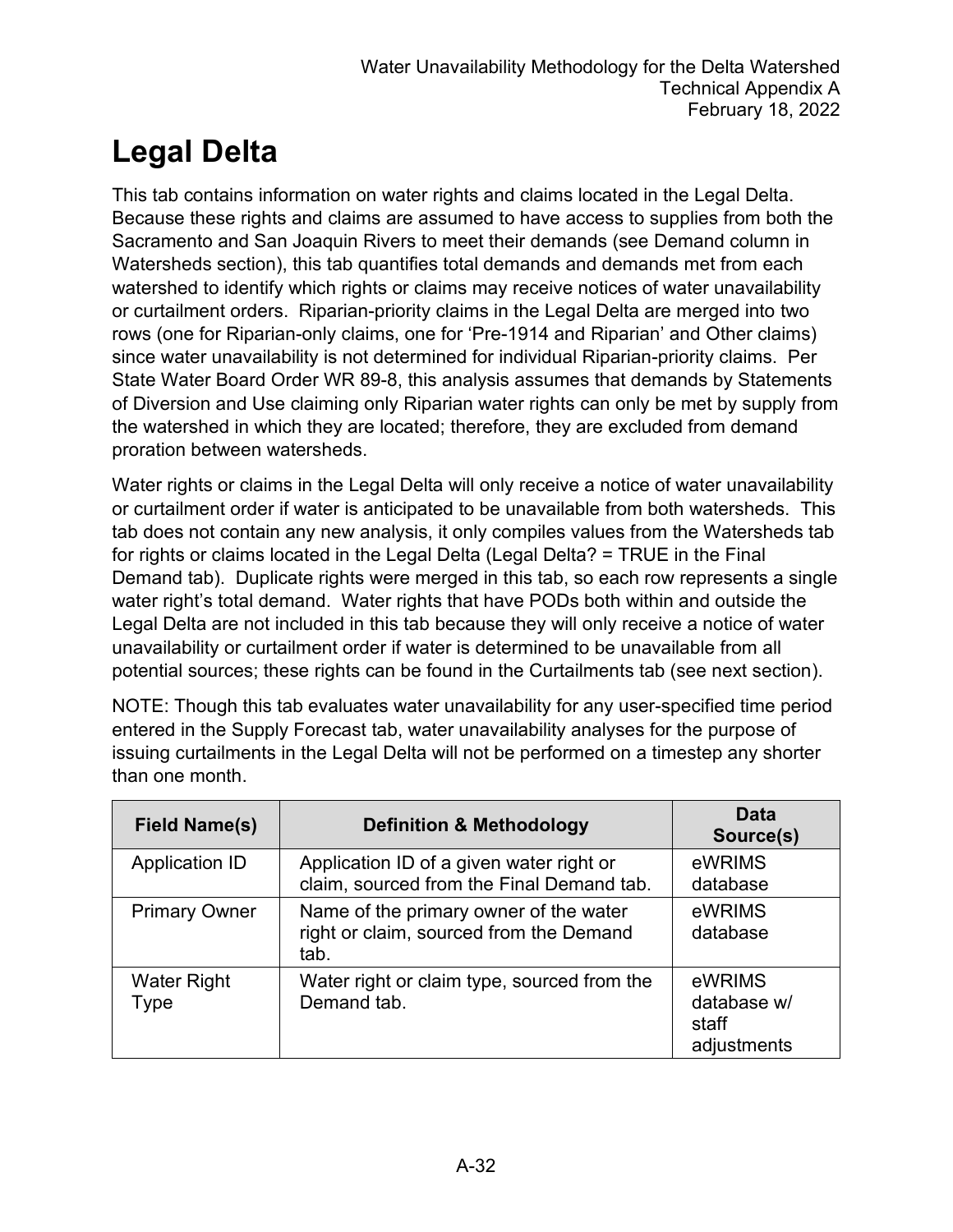# Legal Delta

This tab contains information on water rights and claims located in the Legal Delta. Because these rights and claims are assumed to have access to supplies from both the Sacramento and San Joaquin Rivers to meet their demands (see Demand column in Watersheds section), this tab quantifies total demands and demands met from each watershed to identify which rights or claims may receive notices of water unavailability or curtailment orders. Riparian-priority claims in the Legal Delta are merged into two rows (one for Riparian-only claims, one for 'Pre-1914 and Riparian' and Other claims) since water unavailability is not determined for individual Riparian-priority claims. Per State Water Board Order WR 89-8, this analysis assumes that demands by Statements of Diversion and Use claiming only Riparian water rights can only be met by supply from the watershed in which they are located; therefore, they are excluded from demand proration between watersheds.

Water rights or claims in the Legal Delta will only receive a notice of water unavailability or curtailment order if water is anticipated to be unavailable from both watersheds. This tab does not contain any new analysis, it only compiles values from the Watersheds tab for rights or claims located in the Legal Delta (Legal Delta? = TRUE in the Final Demand tab). Duplicate rights were merged in this tab, so each row represents a single water right's total demand. Water rights that have PODs both within and outside the Legal Delta are not included in this tab because they will only receive a notice of water unavailability or curtailment order if water is determined to be unavailable from all potential sources; these rights can be found in the Curtailments tab (see next section).

NOTE: Though this tab evaluates water unavailability for any user-specified time period entered in the Supply Forecast tab, water unavailability analyses for the purpose of issuing curtailments in the Legal Delta will not be performed on a timestep any shorter than one month.

| Field Name(s) | Definition & Methodology | Data Source(s) |
|---|---|---|
| Application ID | Application ID of a given water right or claim, sourced from the Final Demand tab. | eWRIMS database |
| Primary Owner | Name of the primary owner of the water right or claim, sourced from the Demand tab. | eWRIMS database |
| Water Right Type | Water right or claim type, sourced from the Demand tab. | eWRIMS database w/ staff adjustments |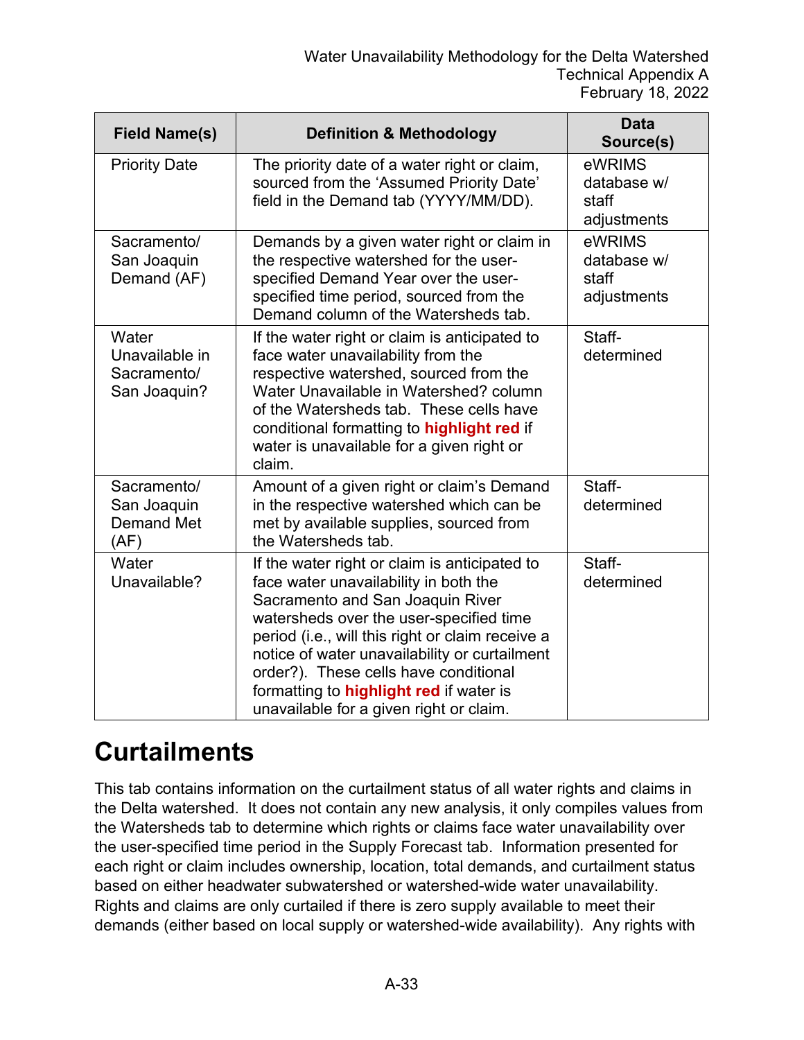| Field Name(s) | Definition & Methodology | Data Source(s) |
| --- | --- | --- |
| Priority Date | The priority date of a water right or claim, sourced from the 'Assumed Priority Date' field in the Demand tab (YYYY/MM/DD). | eWRIMS database w/ staff adjustments |
| Sacramento/ San Joaquin Demand (AF) | Demands by a given water right or claim in the respective watershed for the user-specified Demand Year over the user-specified time period, sourced from the Demand column of the Watersheds tab. | eWRIMS database w/ staff adjustments |
| Water Unavailable in Sacramento/ San Joaquin? | If the water right or claim is anticipated to face water unavailability from the respective watershed, sourced from the Water Unavailable in Watershed? column of the Watersheds tab. These cells have conditional formatting to **highlight red** if water is unavailable for a given right or claim. | Staff-determined |
| Sacramento/ San Joaquin Demand Met (AF) | Amount of a given right or claim's Demand in the respective watershed which can be met by available supplies, sourced from the Watersheds tab. | Staff-determined |
| Water Unavailable? | If the water right or claim is anticipated to face water unavailability in both the Sacramento and San Joaquin River watersheds over the user-specified time period (i.e., will this right or claim receive a notice of water unavailability or curtailment order?). These cells have conditional formatting to **highlight red** if water is unavailable for a given right or claim. | Staff-determined |

# Curtailments

This tab contains information on the curtailment status of all water rights and claims in the Delta watershed. It does not contain any new analysis, it only compiles values from the Watersheds tab to determine which rights or claims face water unavailability over the user-specified time period in the Supply Forecast tab. Information presented for each right or claim includes ownership, location, total demands, and curtailment status based on either headwater subwatershed or watershed-wide water unavailability. Rights and claims are only curtailed if there is zero supply available to meet their demands (either based on local supply or watershed-wide availability). Any rights with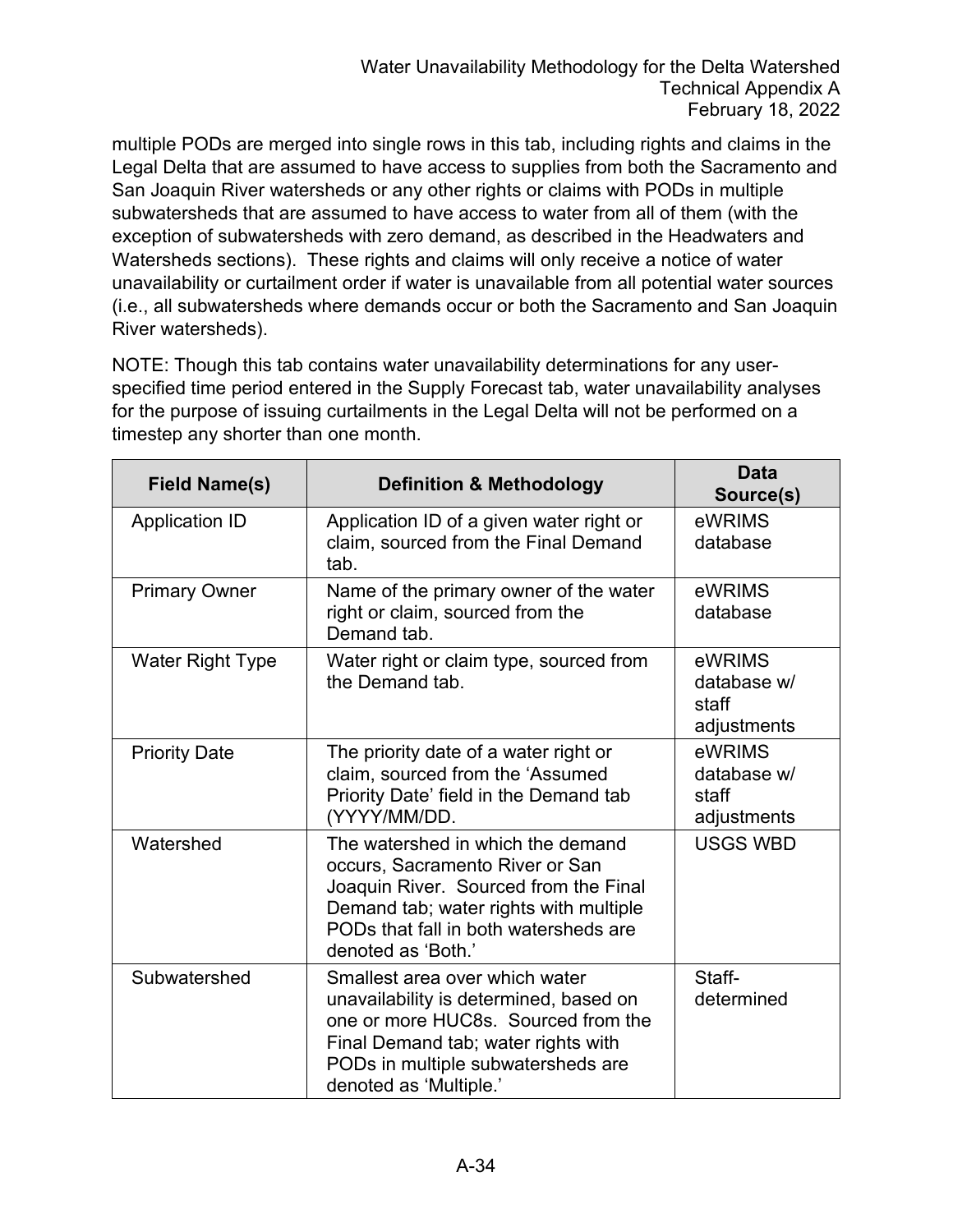multiple PODs are merged into single rows in this tab, including rights and claims in the Legal Delta that are assumed to have access to supplies from both the Sacramento and San Joaquin River watersheds or any other rights or claims with PODs in multiple subwatersheds that are assumed to have access to water from all of them (with the exception of subwatersheds with zero demand, as described in the Headwaters and Watersheds sections). These rights and claims will only receive a notice of water unavailability or curtailment order if water is unavailable from all potential water sources (i.e., all subwatersheds where demands occur or both the Sacramento and San Joaquin River watersheds).

NOTE: Though this tab contains water unavailability determinations for any user-specified time period entered in the Supply Forecast tab, water unavailability analyses for the purpose of issuing curtailments in the Legal Delta will not be performed on a timestep any shorter than one month.

| Field Name(s) | Definition & Methodology | Data Source(s) |
|---|---|---|
| Application ID | Application ID of a given water right or claim, sourced from the Final Demand tab. | eWRIMS database |
| Primary Owner | Name of the primary owner of the water right or claim, sourced from the Demand tab. | eWRIMS database |
| Water Right Type | Water right or claim type, sourced from the Demand tab. | eWRIMS database w/ staff adjustments |
| Priority Date | The priority date of a water right or claim, sourced from the 'Assumed Priority Date' field in the Demand tab (YYYY/MM/DD. | eWRIMS database w/ staff adjustments |
| Watershed | The watershed in which the demand occurs, Sacramento River or San Joaquin River. Sourced from the Final Demand tab; water rights with multiple PODs that fall in both watersheds are denoted as 'Both.' | USGS WBD |
| Subwatershed | Smallest area over which water unavailability is determined, based on one or more HUC8s. Sourced from the Final Demand tab; water rights with PODs in multiple subwatersheds are denoted as 'Multiple.' | Staff-determined |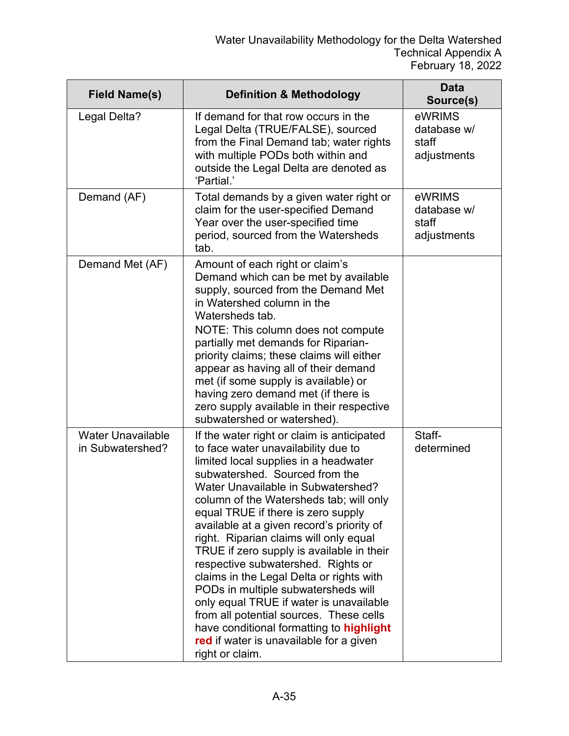| Field Name(s) | Definition & Methodology | Data Source(s) |
|---|---|---|
| Legal Delta? | If demand for that row occurs in the Legal Delta (TRUE/FALSE), sourced from the Final Demand tab; water rights with multiple PODs both within and outside the Legal Delta are denoted as 'Partial.' | eWRIMS database w/ staff adjustments |
| Demand (AF) | Total demands by a given water right or claim for the user-specified Demand Year over the user-specified time period, sourced from the Watersheds tab. | eWRIMS database w/ staff adjustments |
| Demand Met (AF) | Amount of each right or claim's Demand which can be met by available supply, sourced from the Demand Met in Watershed column in the Watersheds tab. NOTE: This column does not compute partially met demands for Riparian-priority claims; these claims will either appear as having all of their demand met (if some supply is available) or having zero demand met (if there is zero supply available in their respective subwatershed or watershed). | |
| Water Unavailable in Subwatershed? | If the water right or claim is anticipated to face water unavailability due to limited local supplies in a headwater subwatershed. Sourced from the Water Unavailable in Subwatershed? column of the Watersheds tab; will only equal TRUE if there is zero supply available at a given record's priority of right. Riparian claims will only equal TRUE if zero supply is available in their respective subwatershed. Rights or claims in the Legal Delta or rights with PODs in multiple subwatersheds will only equal TRUE if water is unavailable from all potential sources. These cells have conditional formatting to **highlight red** if water is unavailable for a given right or claim. | Staff-determined |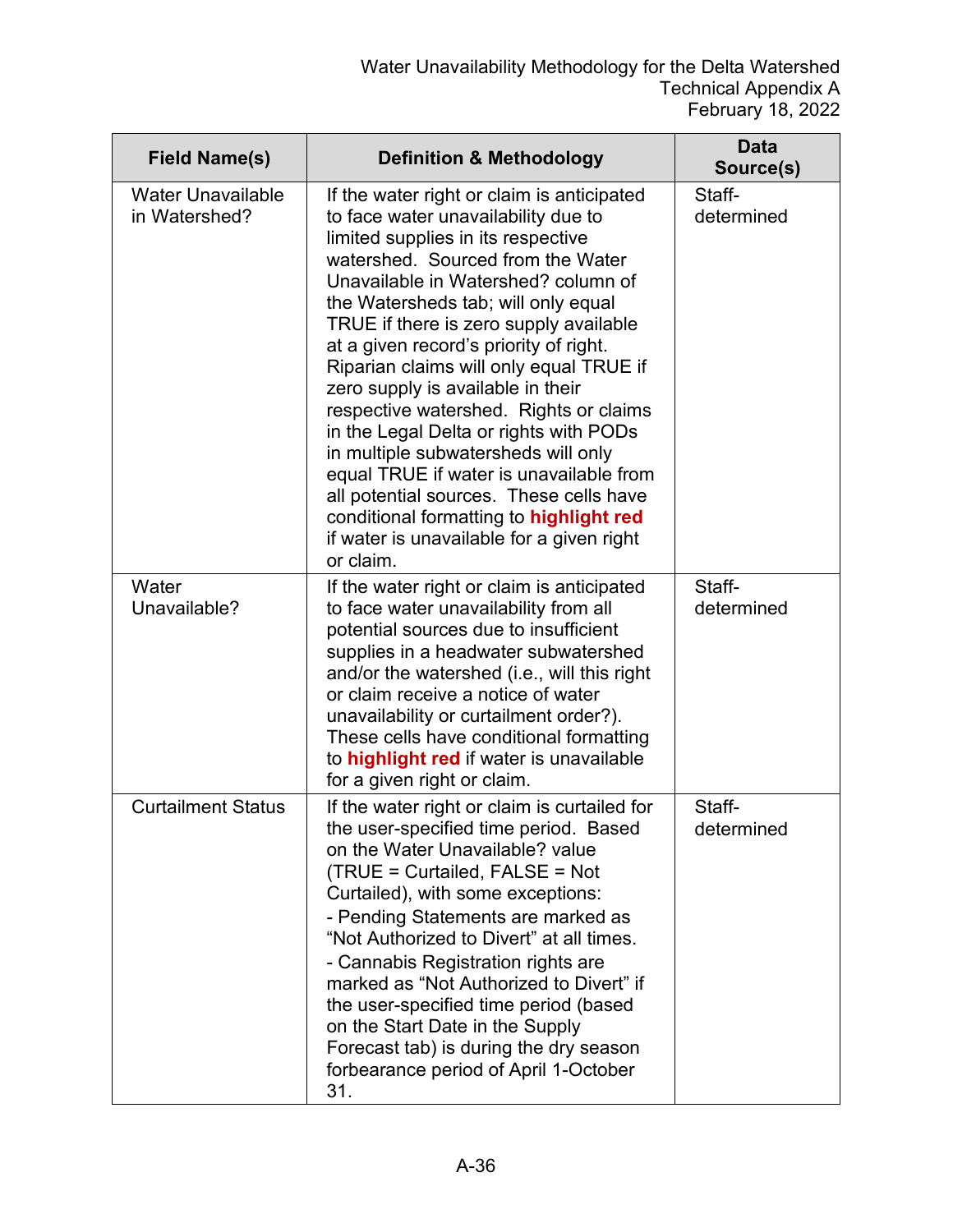| Field Name(s) | Definition & Methodology | Data Source(s) |
|---|---|---|
| Water Unavailable in Watershed? | If the water right or claim is anticipated to face water unavailability due to limited supplies in its respective watershed. Sourced from the Water Unavailable in Watershed? column of the Watersheds tab; will only equal TRUE if there is zero supply available at a given record's priority of right. Riparian claims will only equal TRUE if zero supply is available in their respective watershed. Rights or claims in the Legal Delta or rights with PODs in multiple subwatersheds will only equal TRUE if water is unavailable from all potential sources. These cells have conditional formatting to **highlight red** if water is unavailable for a given right or claim. | Staff-determined |
| Water Unavailable? | If the water right or claim is anticipated to face water unavailability from all potential sources due to insufficient supplies in a headwater subwatershed and/or the watershed (i.e., will this right or claim receive a notice of water unavailability or curtailment order?). These cells have conditional formatting to **highlight red** if water is unavailable for a given right or claim. | Staff-determined |
| Curtailment Status | If the water right or claim is curtailed for the user-specified time period. Based on the Water Unavailable? value (TRUE = Curtailed, FALSE = Not Curtailed), with some exceptions:<br>- Pending Statements are marked as "Not Authorized to Divert" at all times.<br>- Cannabis Registration rights are marked as "Not Authorized to Divert" if the user-specified time period (based on the Start Date in the Supply Forecast tab) is during the dry season forbearance period of April 1-October 31. | Staff-determined |